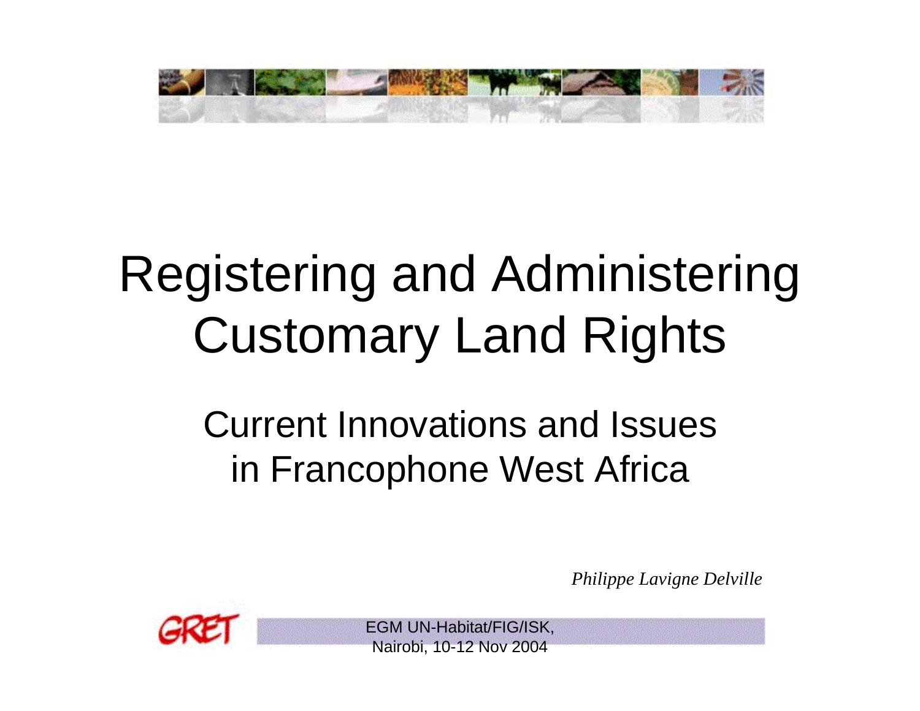# Registering and Administering Customary Land Rights

## Current Innovations and Issues in Francophone West Africa

*Philippe Lavigne Delville*

GRET

EGM UN-Habitat/FIG/ISK, Nairobi, 10-12 Nov 2004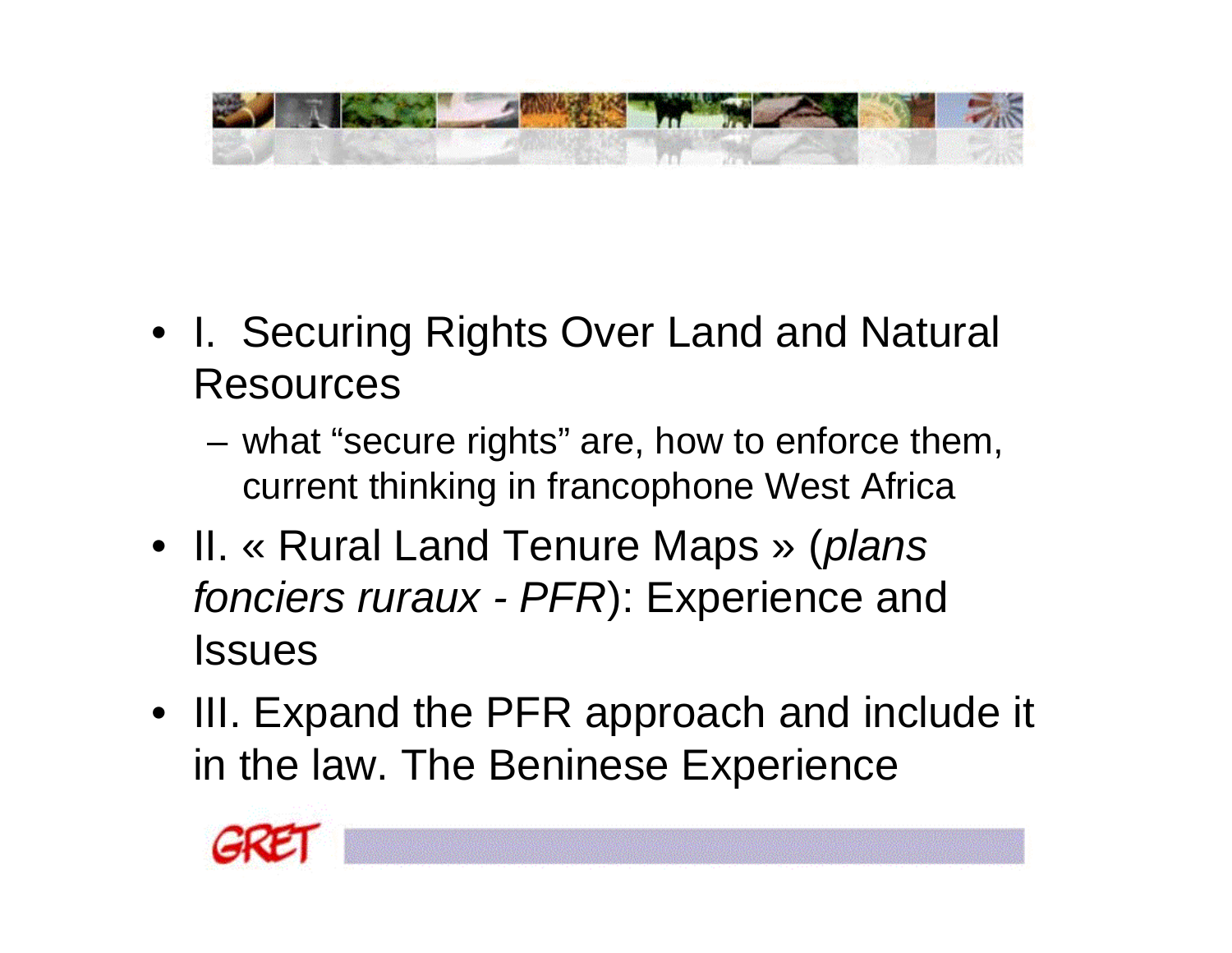- I. Securing Rights Over Land and Natural Resources
  - what "secure rights" are, how to enforce them, current thinking in francophone West Africa
- II. « Rural Land Tenure Maps » (*plans fonciers ruraux - PFR*): Experience and Issues
- III. Expand the PFR approach and include it in the law. The Beninese Experience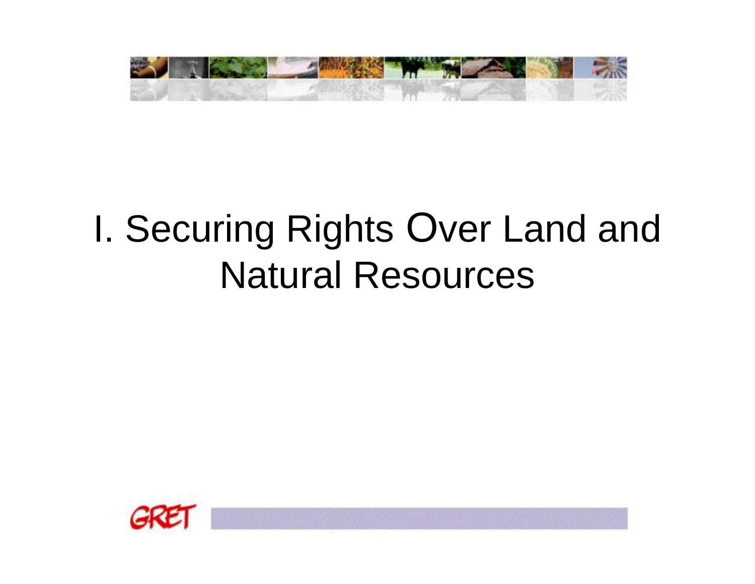# I. Securing Rights Over Land and Natural Resources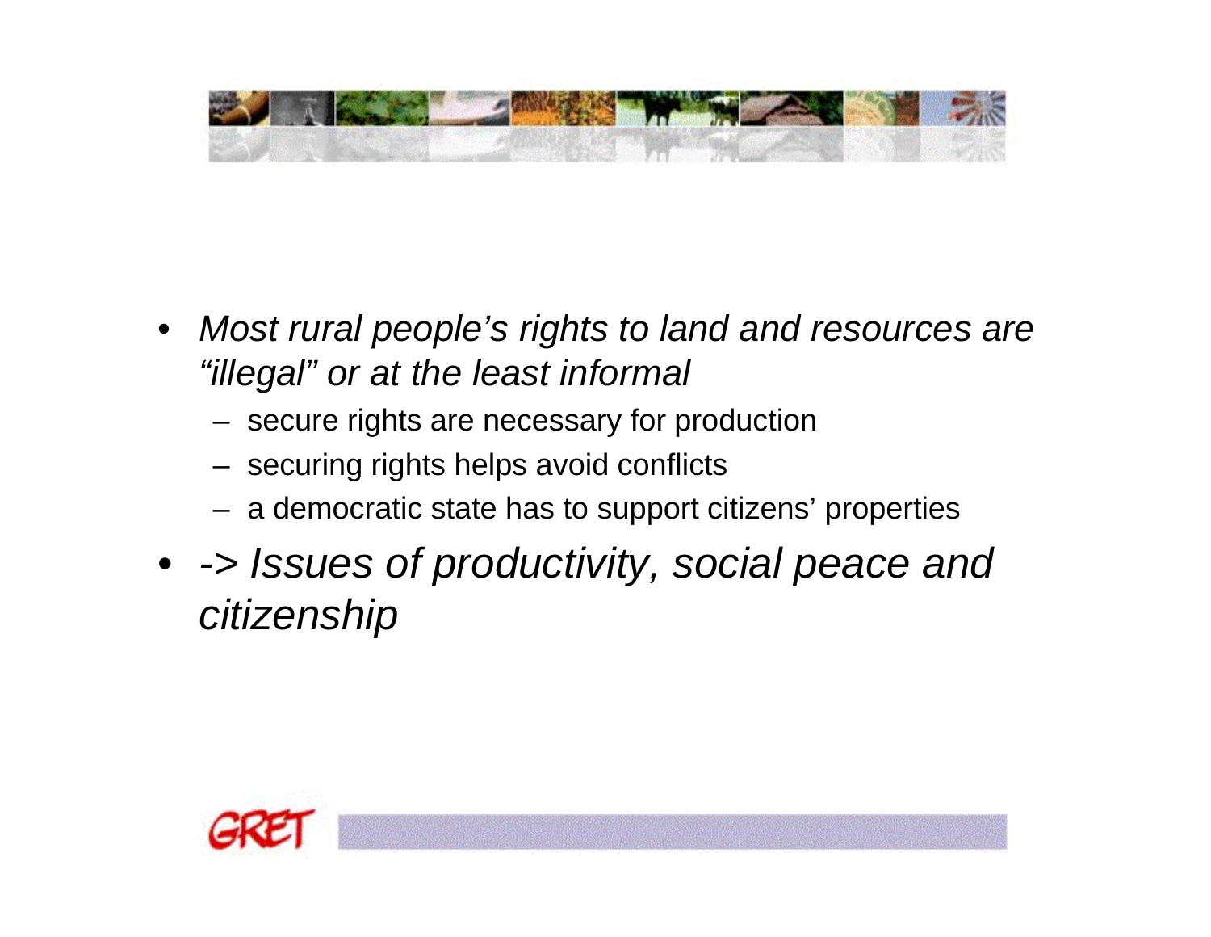- *Most rural people's rights to land and resources are "illegal" or at the least informal*
  - secure rights are necessary for production
  - securing rights helps avoid conflicts
  - a democratic state has to support citizens' properties
- *-> Issues of productivity, social peace and citizenship*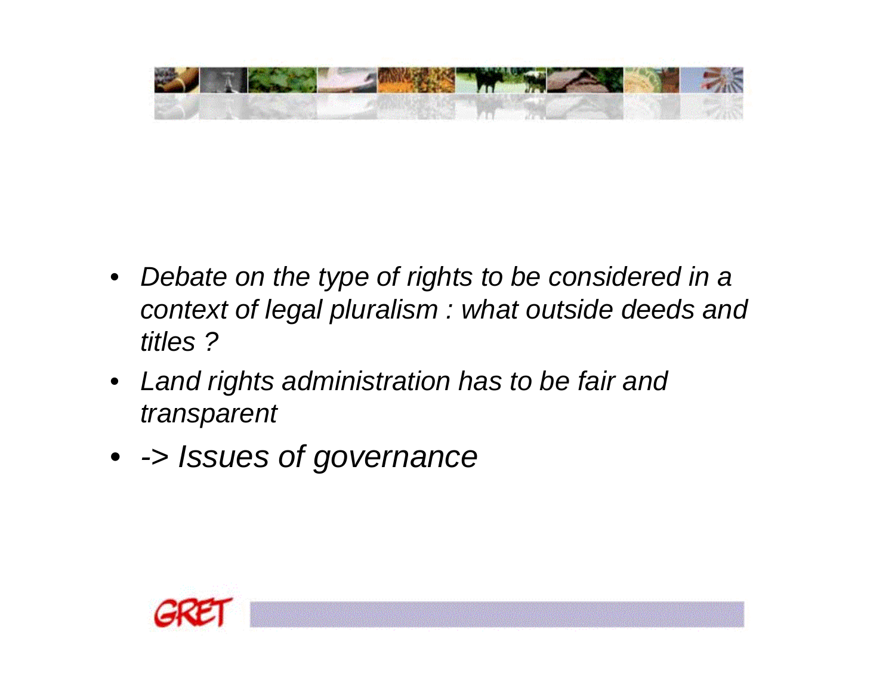- *Debate on the type of rights to be considered in a context of legal pluralism : what outside deeds and titles ?*
- *Land rights administration has to be fair and transparent*
- *-> Issues of governance*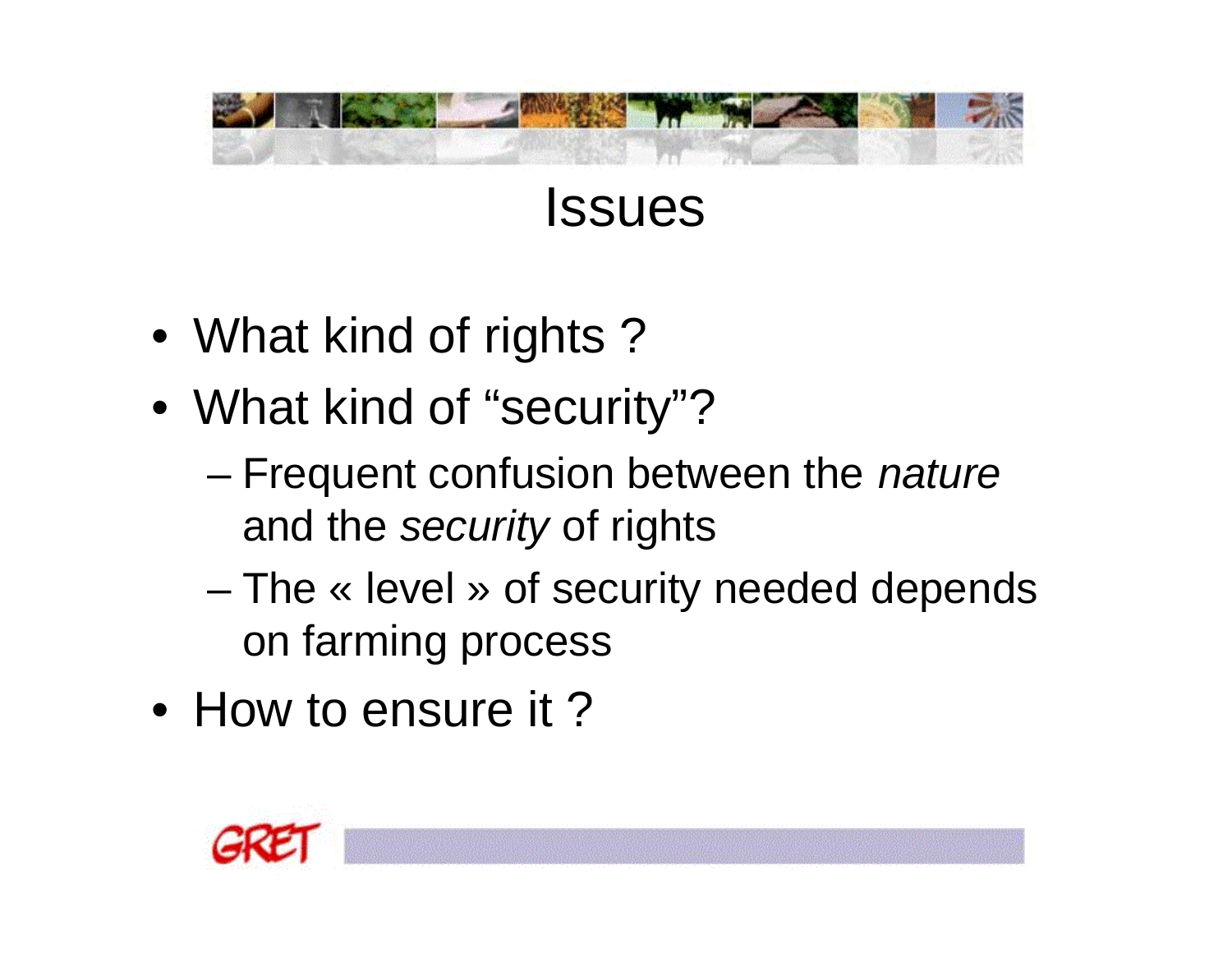# Issues

- What kind of rights ?
- What kind of “security”?
  - Frequent confusion between the *nature* and the *security* of rights
  - The « level » of security needed depends on farming process
- How to ensure it ?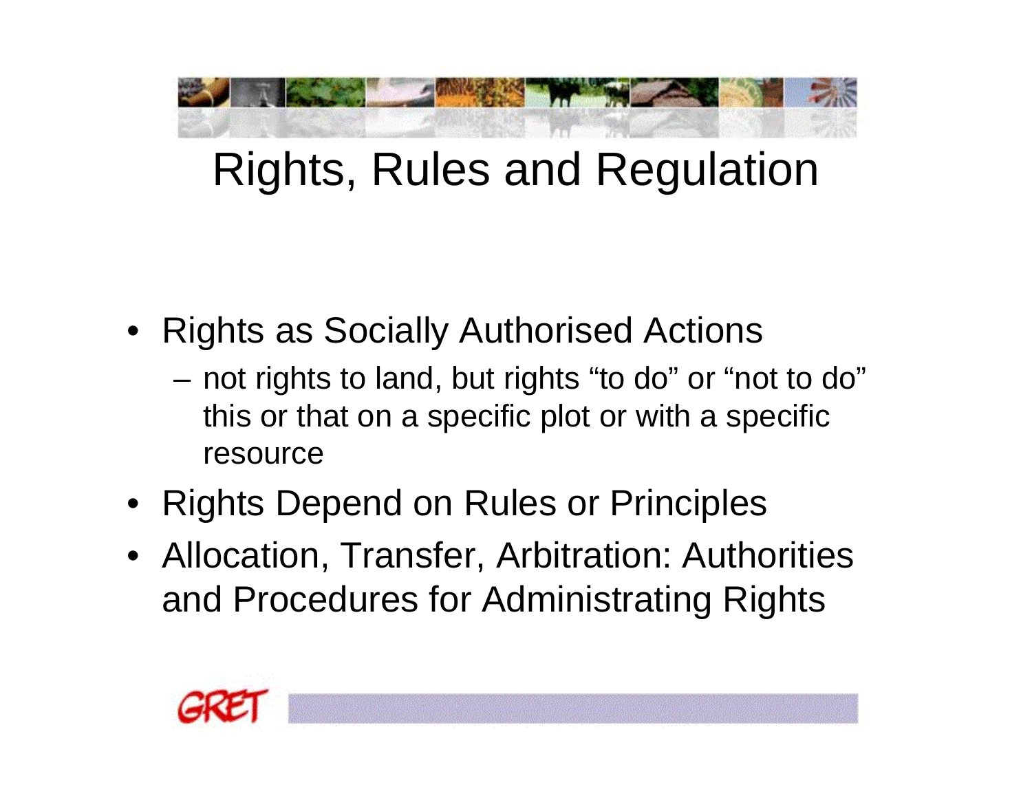# Rights, Rules and Regulation

- Rights as Socially Authorised Actions
  - not rights to land, but rights "to do" or "not to do" this or that on a specific plot or with a specific resource
- Rights Depend on Rules or Principles
- Allocation, Transfer, Arbitration: Authorities and Procedures for Administrating Rights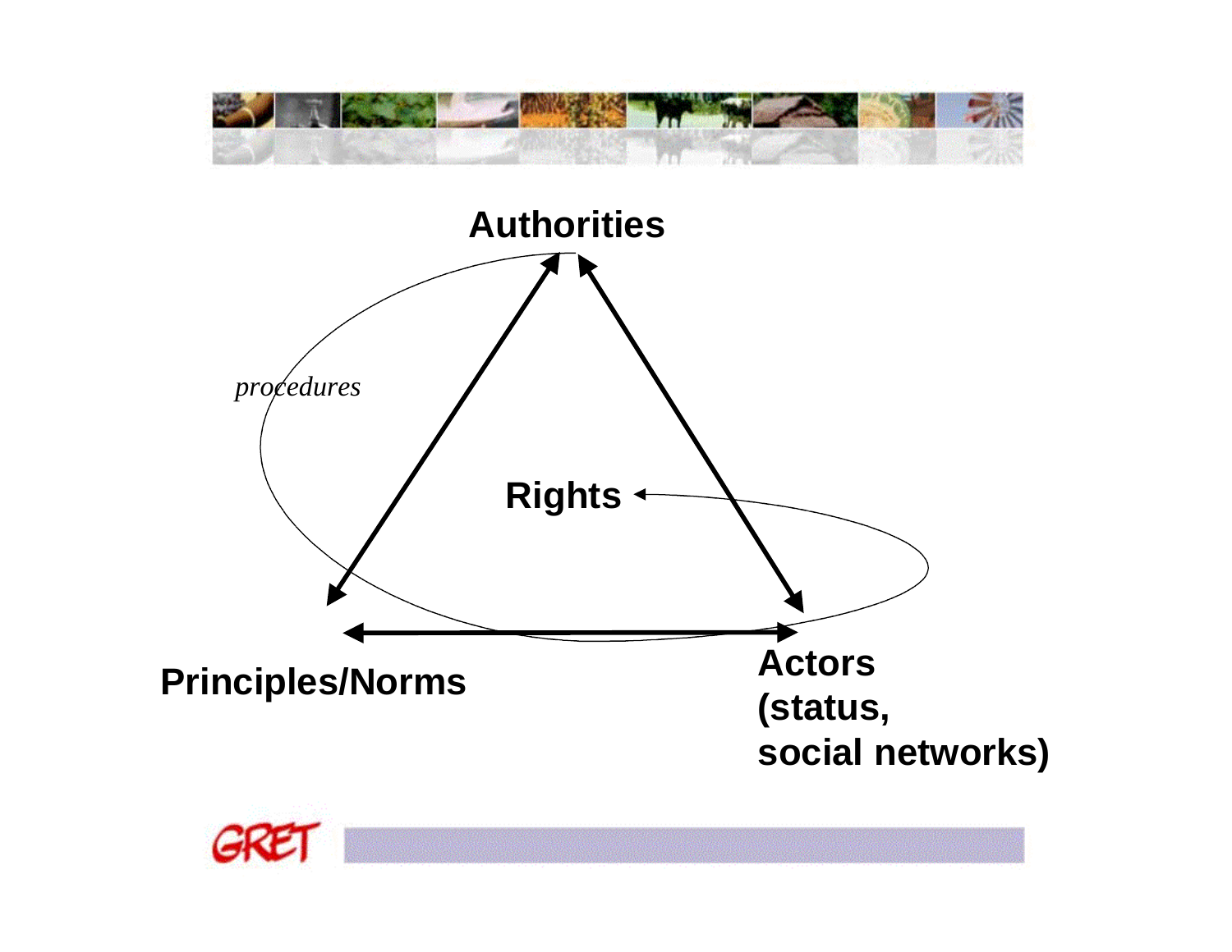Authorities

*procedures*

Rights

Principles/Norms

Actors (status, social networks)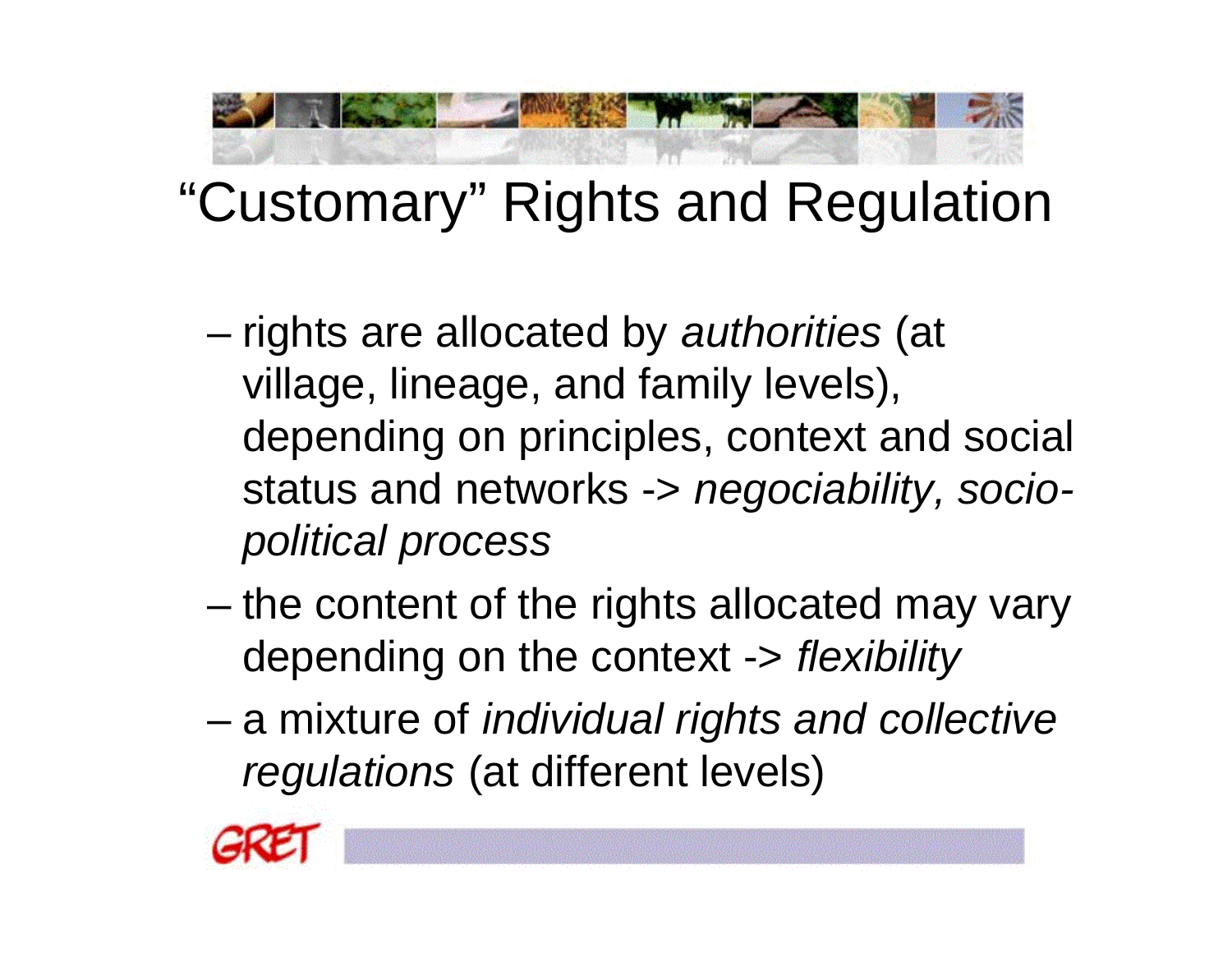# “Customary” Rights and Regulation

- rights are allocated by *authorities* (at village, lineage, and family levels), depending on principles, context and social status and networks -> *negociability, socio-political process*
- the content of the rights allocated may vary depending on the context -> *flexibility*
- a mixture of *individual rights and collective regulations* (at different levels)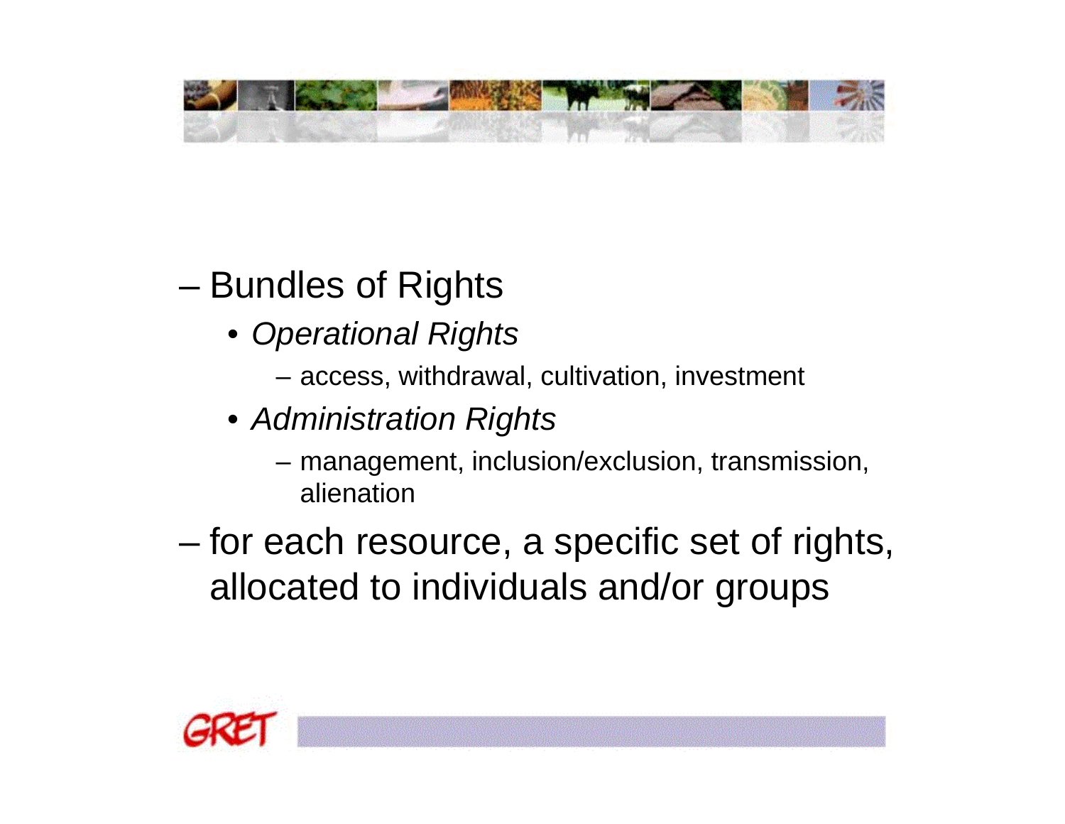- Bundles of Rights
  - *Operational Rights*
    - access, withdrawal, cultivation, investment
  - *Administration Rights*
    - management, inclusion/exclusion, transmission, alienation
- for each resource, a specific set of rights, allocated to individuals and/or groups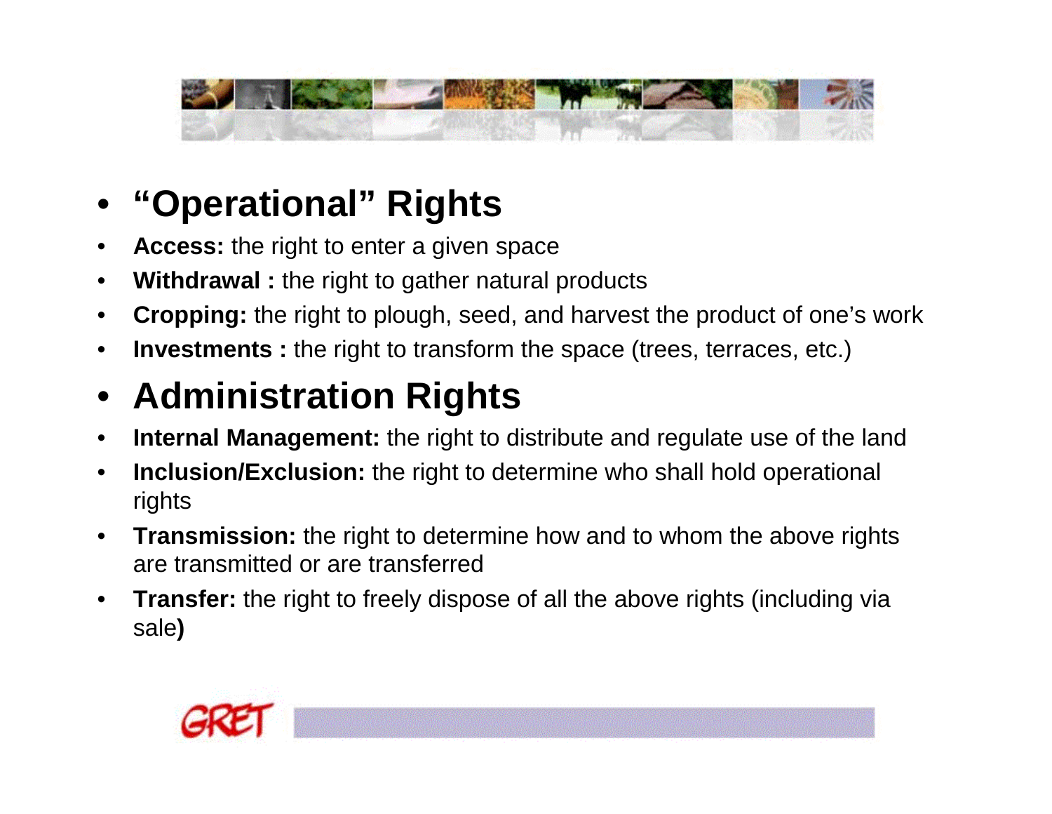- **"Operational" Rights**
- **Access:** the right to enter a given space
- **Withdrawal :** the right to gather natural products
- **Cropping:** the right to plough, seed, and harvest the product of one's work
- **Investments :** the right to transform the space (trees, terraces, etc.)

- **Administration Rights**
- **Internal Management:** the right to distribute and regulate use of the land
- **Inclusion/Exclusion:** the right to determine who shall hold operational rights
- **Transmission:** the right to determine how and to whom the above rights are transmitted or are transferred
- **Transfer:** the right to freely dispose of all the above rights (including via sale**)**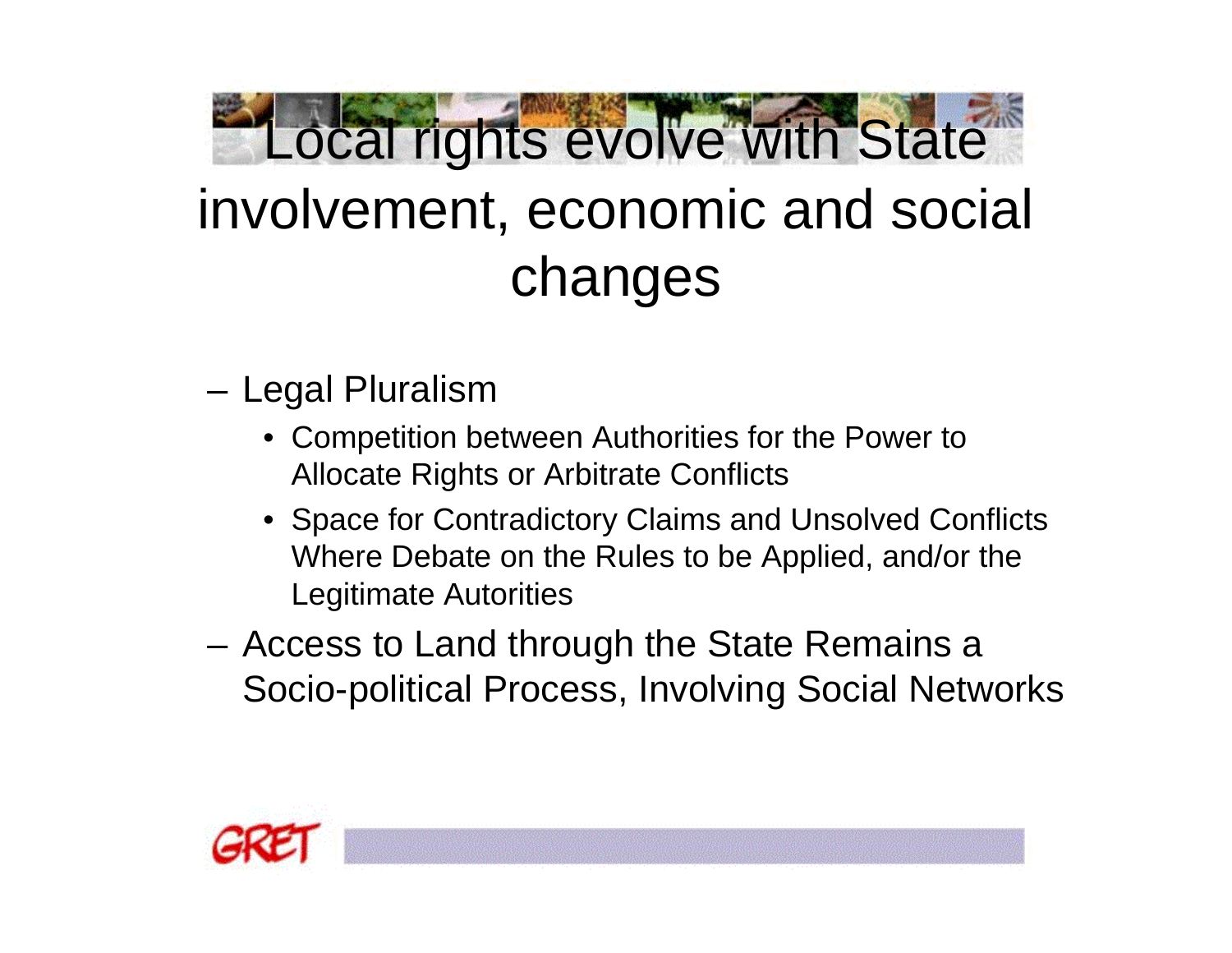# Local rights evolve with State involvement, economic and social changes

- Legal Pluralism
  - Competition between Authorities for the Power to Allocate Rights or Arbitrate Conflicts
  - Space for Contradictory Claims and Unsolved Conflicts Where Debate on the Rules to be Applied, and/or the Legitimate Autorities
- Access to Land through the State Remains a Socio-political Process, Involving Social Networks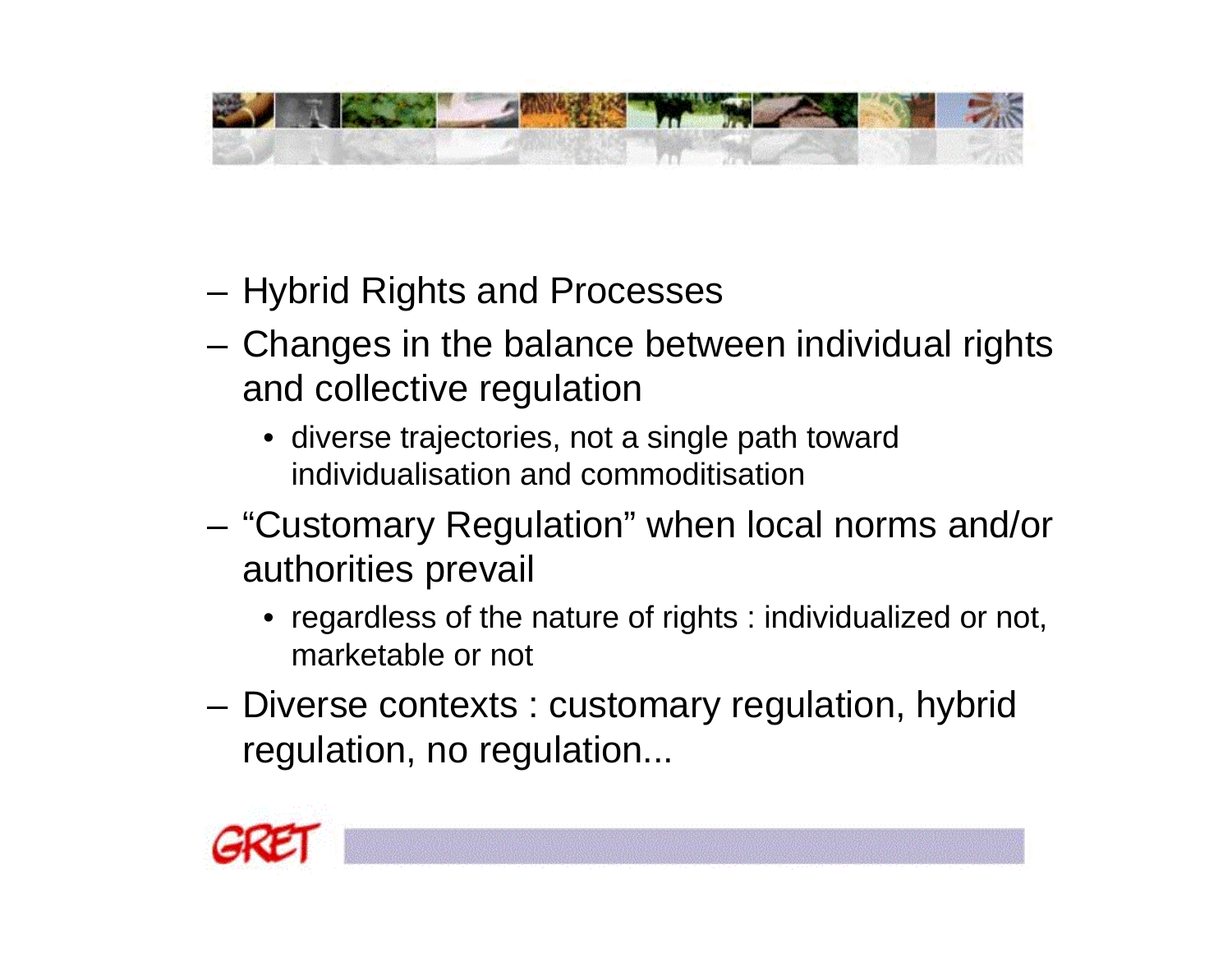- Hybrid Rights and Processes
- Changes in the balance between individual rights and collective regulation
  - diverse trajectories, not a single path toward individualisation and commoditisation
- "Customary Regulation" when local norms and/or authorities prevail
  - regardless of the nature of rights : individualized or not, marketable or not
- Diverse contexts : customary regulation, hybrid regulation, no regulation...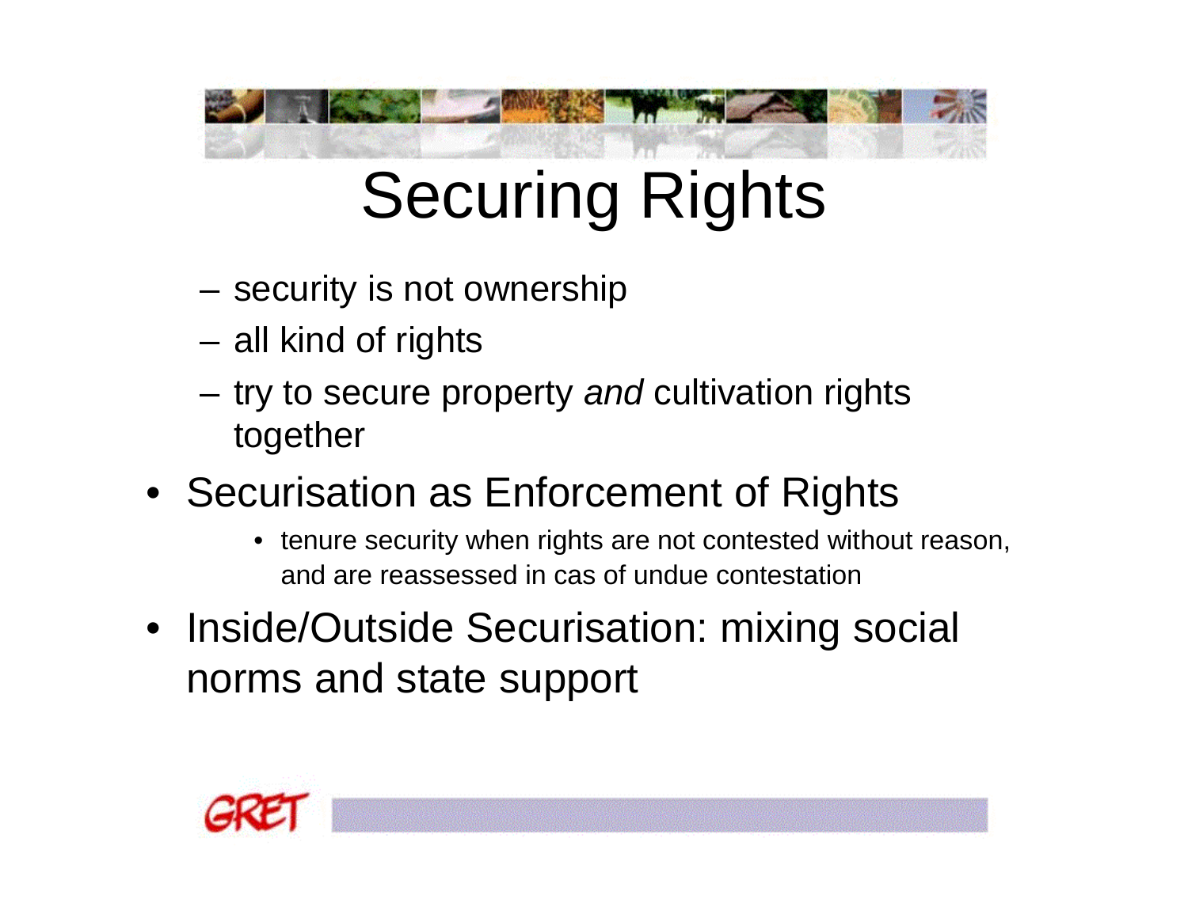# Securing Rights

- security is not ownership
- all kind of rights
- try to secure property *and* cultivation rights together

- Securisation as Enforcement of Rights
  - tenure security when rights are not contested without reason, and are reassessed in cas of undue contestation
- Inside/Outside Securisation: mixing social norms and state support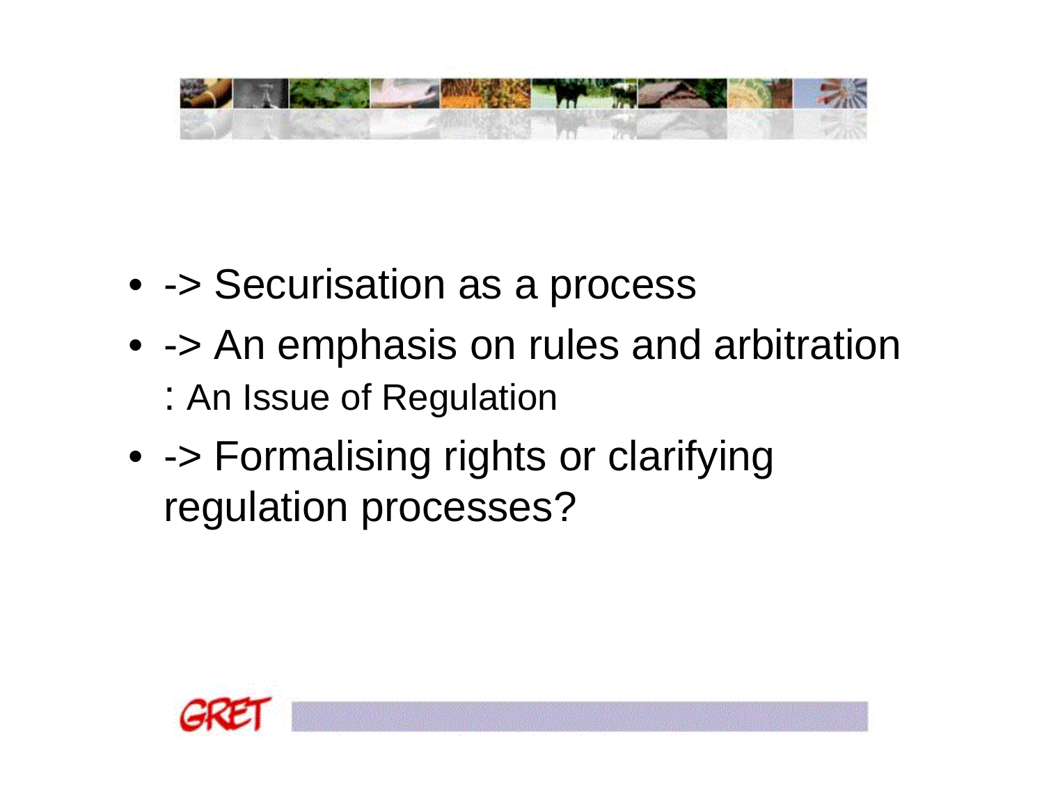- -> Securisation as a process
- -> An emphasis on rules and arbitration : An Issue of Regulation
- -> Formalising rights or clarifying regulation processes?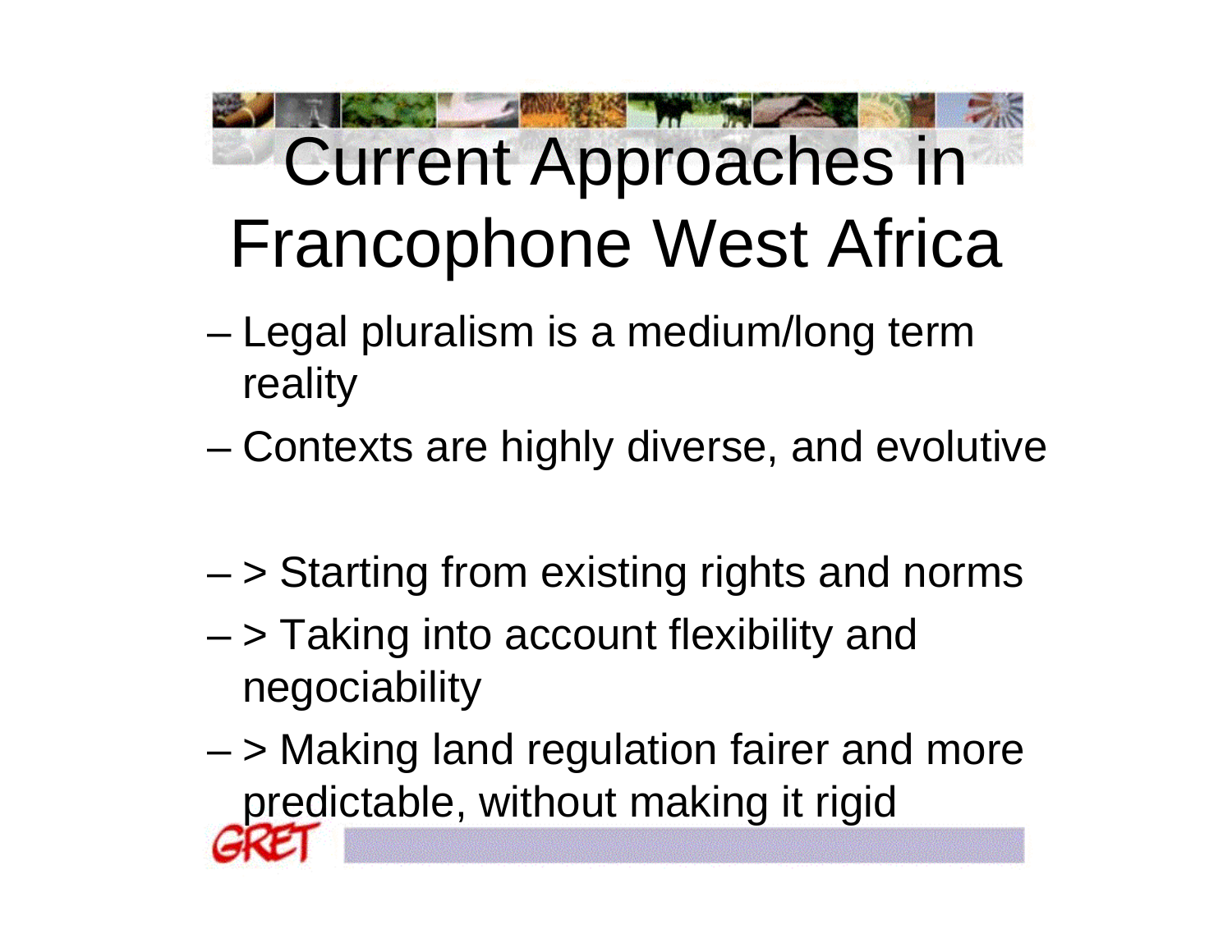# Current Approaches in Francophone West Africa

- Legal pluralism is a medium/long term reality
- Contexts are highly diverse, and evolutive

- > Starting from existing rights and norms
- > Taking into account flexibility and negociability
- > Making land regulation fairer and more predictable, without making it rigid

GRET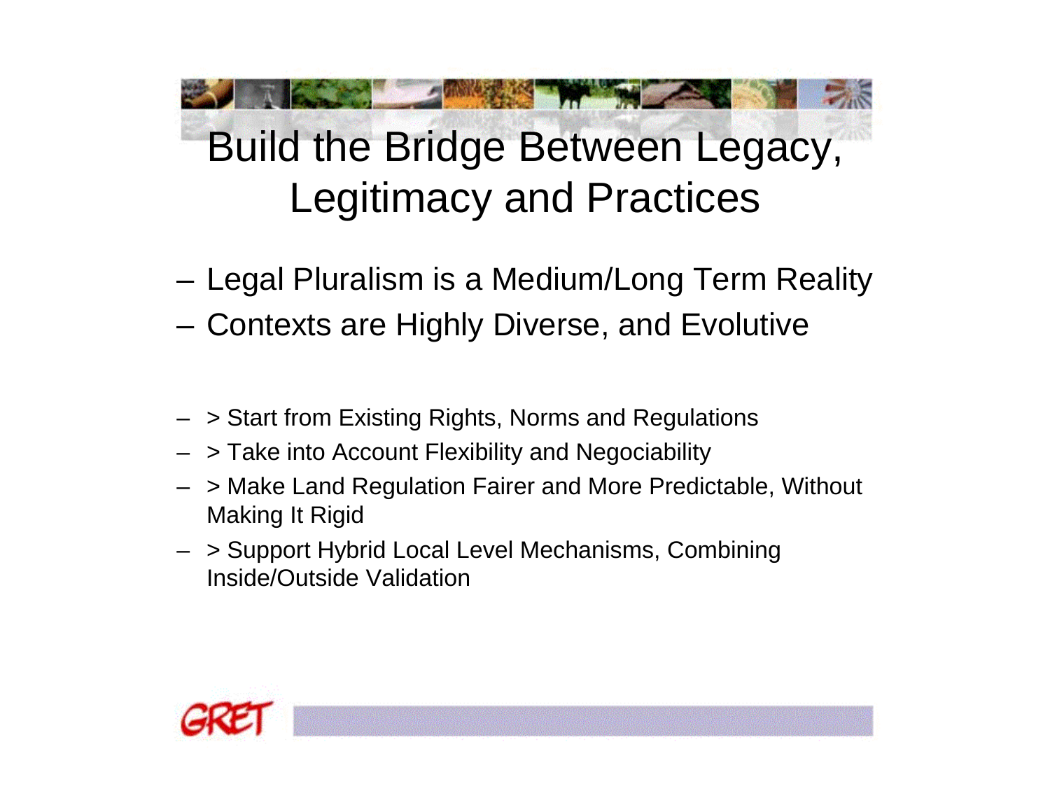# Build the Bridge Between Legacy, Legitimacy and Practices

- Legal Pluralism is a Medium/Long Term Reality
- Contexts are Highly Diverse, and Evolutive

- > Start from Existing Rights, Norms and Regulations
- > Take into Account Flexibility and Negociability
- > Make Land Regulation Fairer and More Predictable, Without Making It Rigid
- > Support Hybrid Local Level Mechanisms, Combining Inside/Outside Validation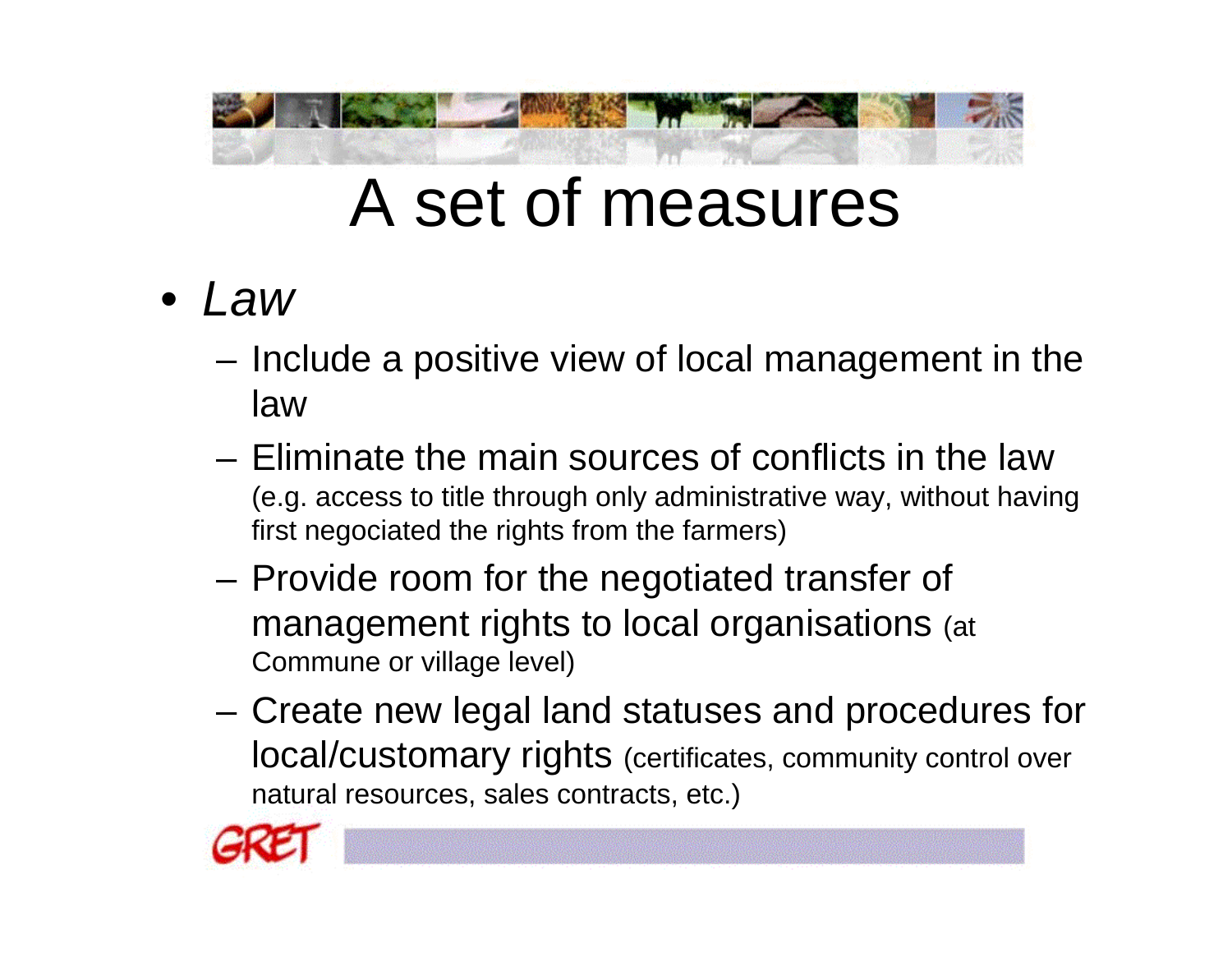# A set of measures

- *Law*
  - Include a positive view of local management in the law
  - Eliminate the main sources of conflicts in the law (e.g. access to title through only administrative way, without having first negociated the rights from the farmers)
  - Provide room for the negotiated transfer of management rights to local organisations (at Commune or village level)
  - Create new legal land statuses and procedures for local/customary rights (certificates, community control over natural resources, sales contracts, etc.)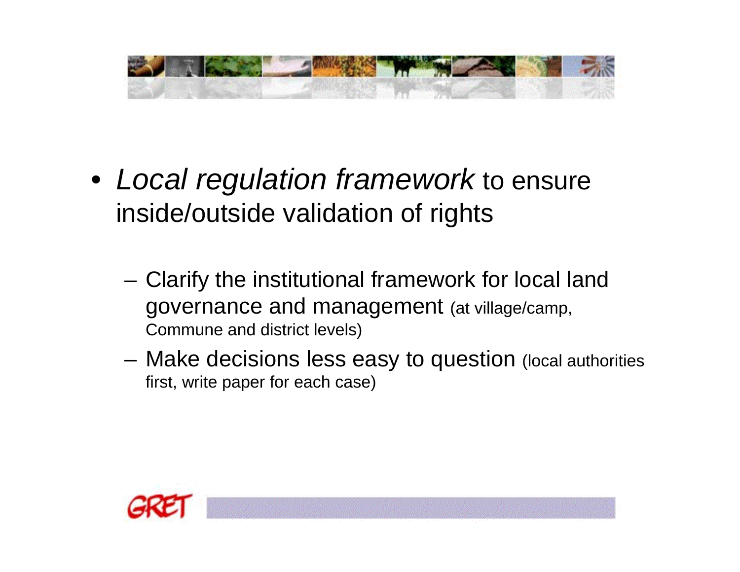- *Local regulation framework* to ensure inside/outside validation of rights

  - Clarify the institutional framework for local land governance and management (at village/camp, Commune and district levels)
  - Make decisions less easy to question (local authorities first, write paper for each case)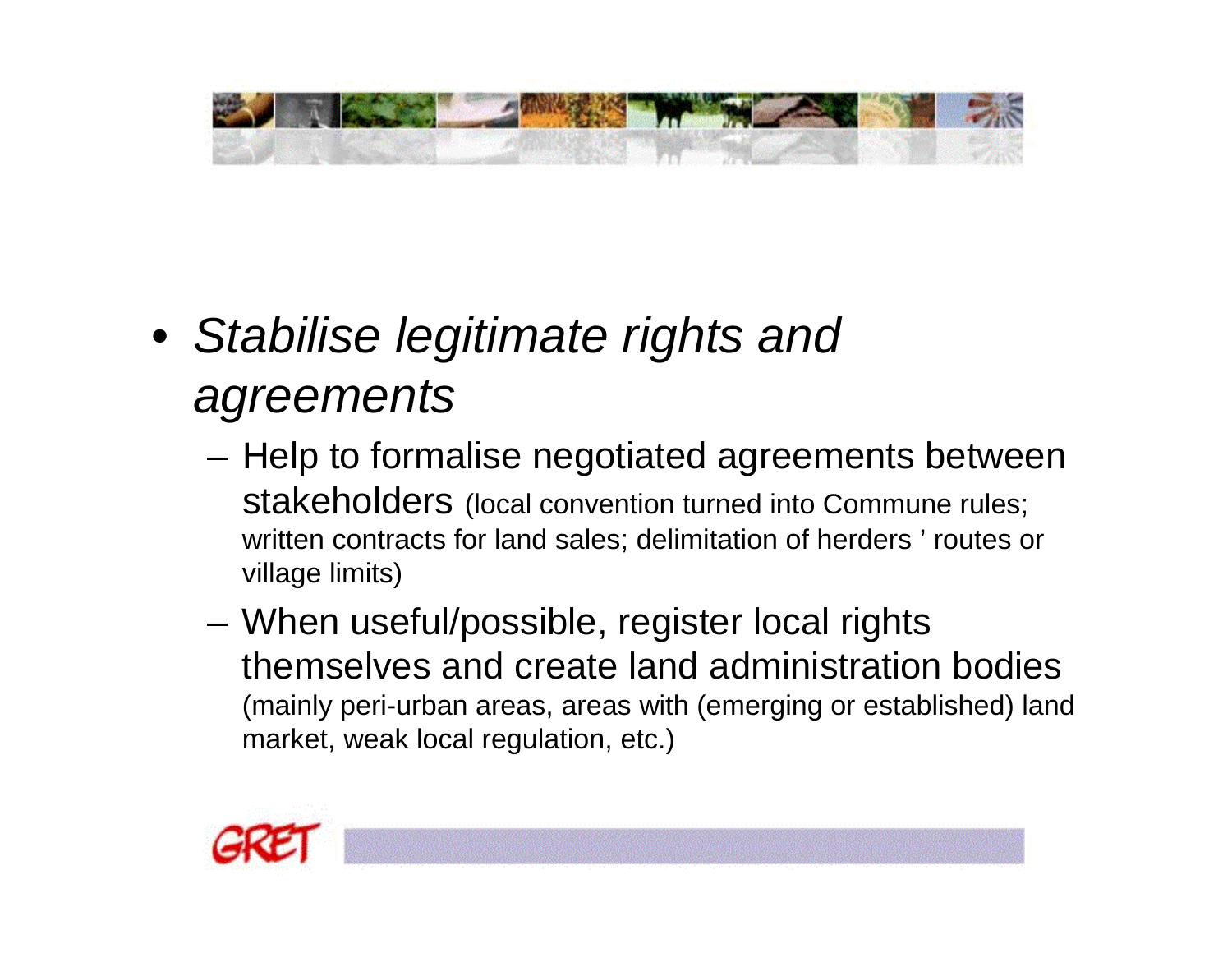- *Stabilise legitimate rights and agreements*
  - Help to formalise negotiated agreements between stakeholders (local convention turned into Commune rules; written contracts for land sales; delimitation of herders ' routes or village limits)
  - When useful/possible, register local rights themselves and create land administration bodies (mainly peri-urban areas, areas with (emerging or established) land market, weak local regulation, etc.)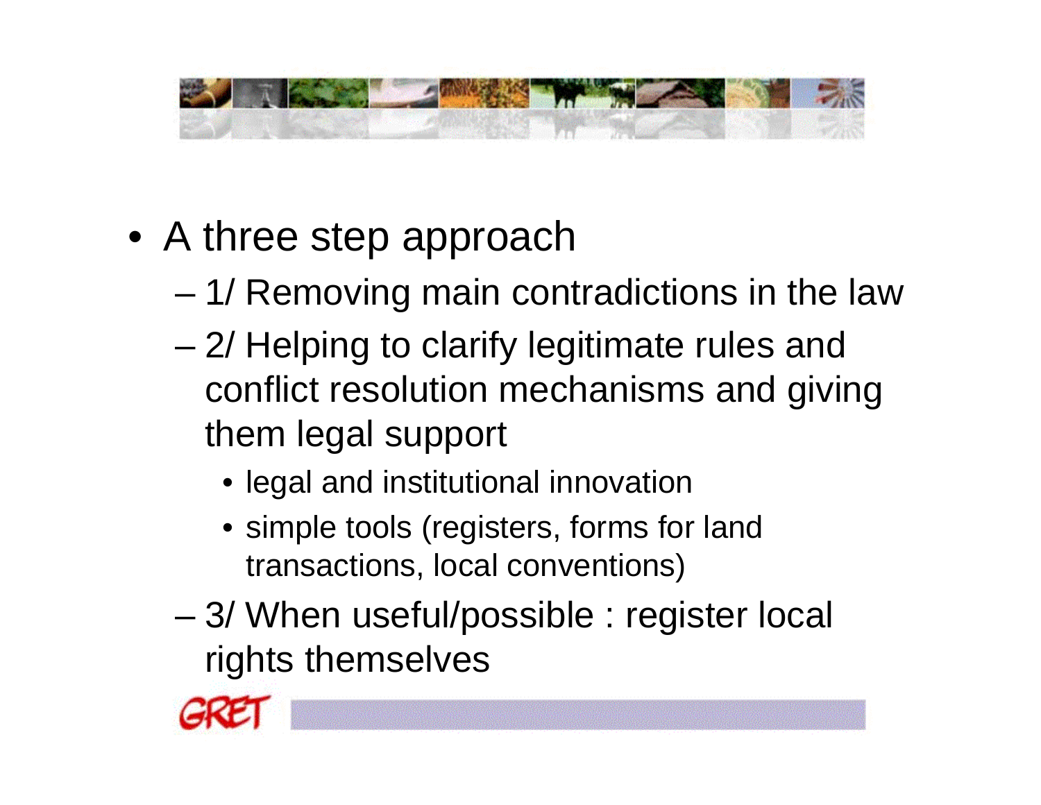- A three step approach
  - 1/ Removing main contradictions in the law
  - 2/ Helping to clarify legitimate rules and conflict resolution mechanisms and giving them legal support
    - legal and institutional innovation
    - simple tools (registers, forms for land transactions, local conventions)
  - 3/ When useful/possible : register local rights themselves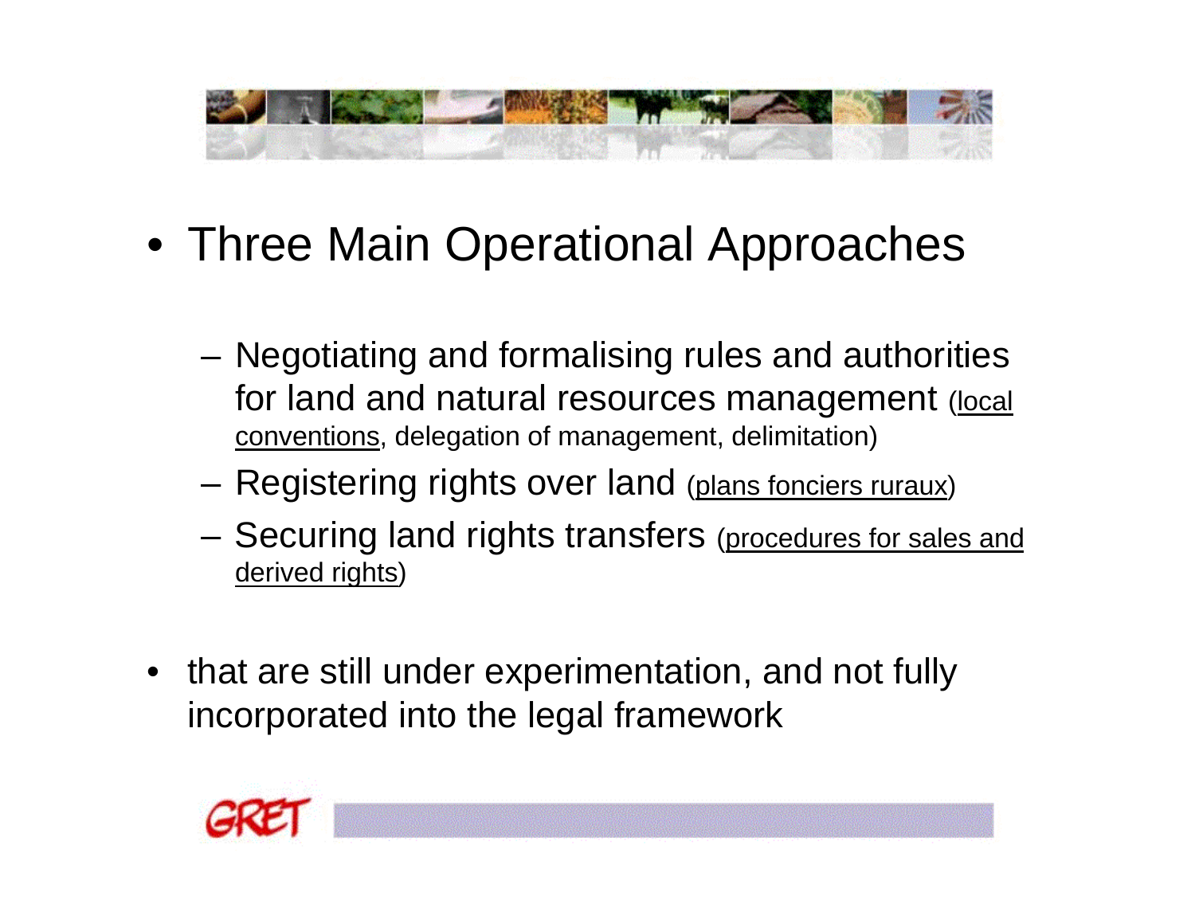- Three Main Operational Approaches

  - Negotiating and formalising rules and authorities for land and natural resources management (local conventions, delegation of management, delimitation)
  - Registering rights over land (plans fonciers ruraux)
  - Securing land rights transfers (procedures for sales and derived rights)

- that are still under experimentation, and not fully incorporated into the legal framework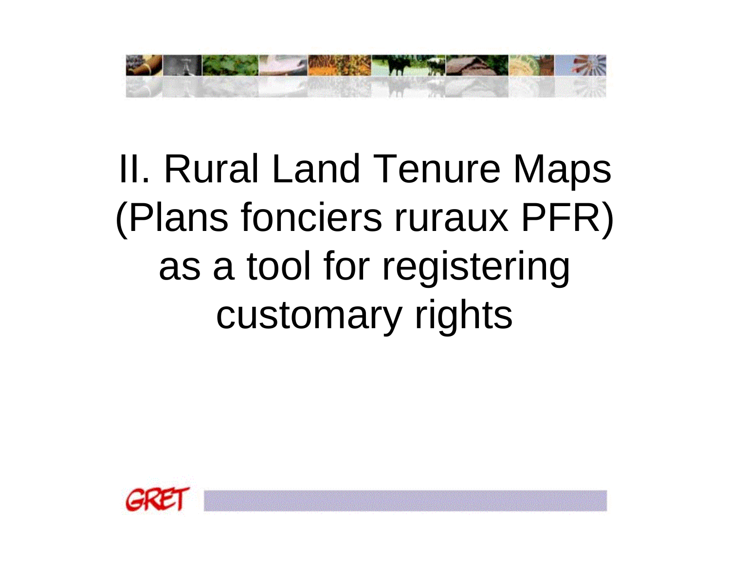# II. Rural Land Tenure Maps (Plans fonciers ruraux PFR) as a tool for registering customary rights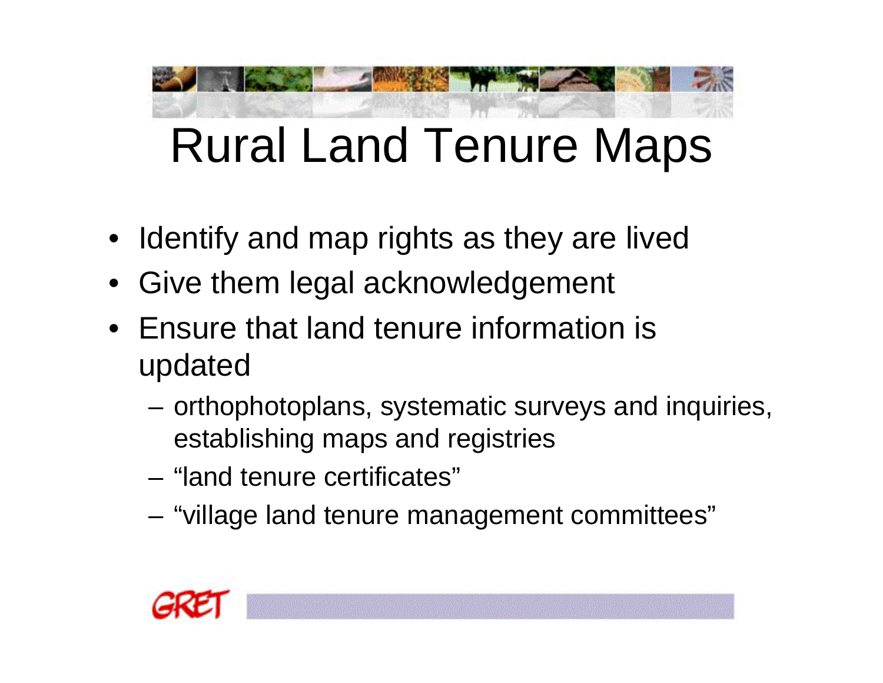# Rural Land Tenure Maps

- Identify and map rights as they are lived
- Give them legal acknowledgement
- Ensure that land tenure information is updated
  - orthophotoplans, systematic surveys and inquiries, establishing maps and registries
  - "land tenure certificates"
  - "village land tenure management committees"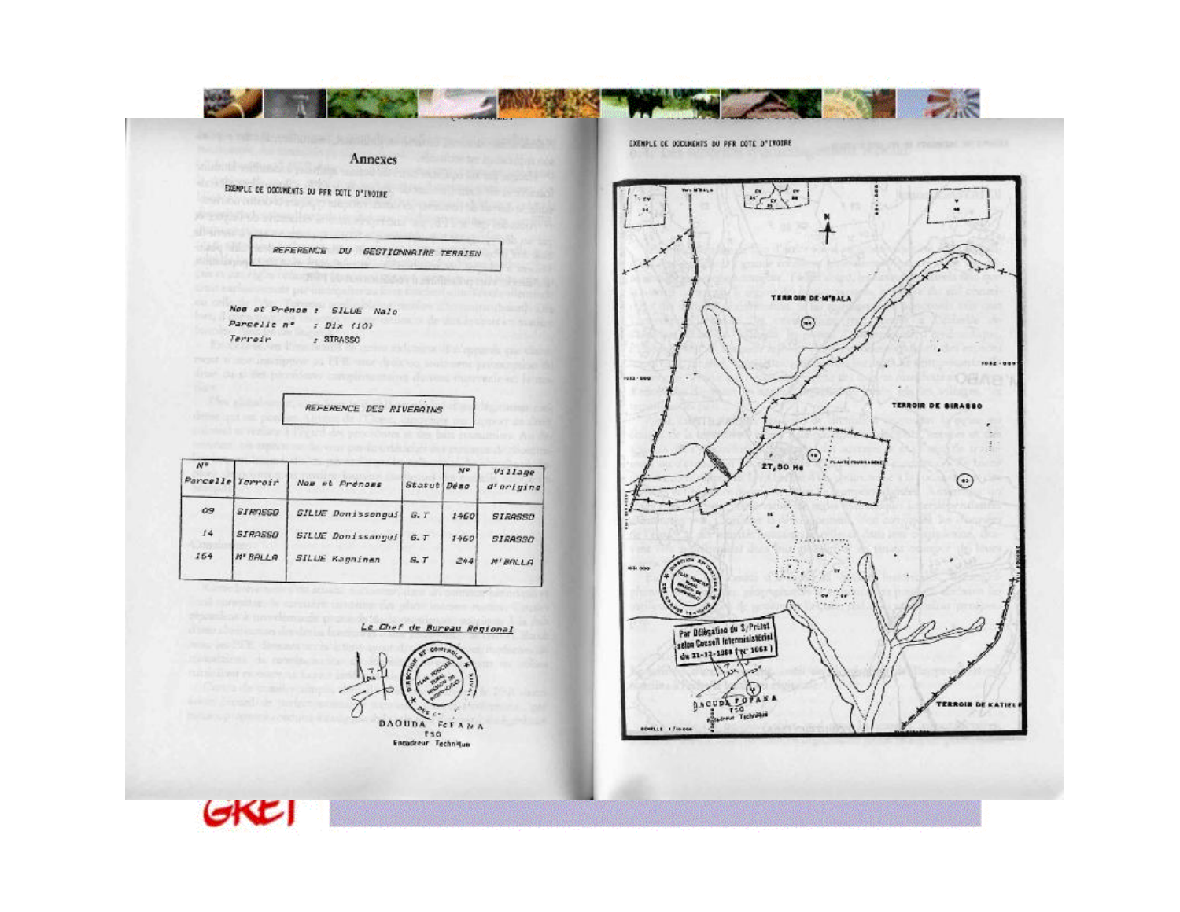## Annexes

EXEMPLE DE DOCUMENTS DU PFR COTE D'IVOIRE

**REFERENCE DU GESTIONNAIRE TERRAIN**

Nom et Prénom : SILUE Nalo
Parcelle n° : Dix (10)
Terroir : SIRASSO

**REFERENCE DES RIVERAINS**

| N° Parcelle | Terroir | Nom et Prénoms | Statut | N° Déno | Village d'origine |
|---|---|---|---|---|---|
| 09 | SIRASSO | SILUE Donissongui | G.T | 1460 | SIRASSO |
| 14 | SIRASSO | SILUE Donissongui | G.T | 1460 | SIRASSO |
| 164 | M'BALLA | SILUE Kagninan | G.T | 244 | M'BALLA |

Le Chef de Bureau Régional

DAOUDA FOFANA
TSG
Encadreur Technique

EXEMPLE DE DOCUMENTS DU PFR COTE D'IVOIRE

TERROIR DE M'BALA

TERROIR DE SIRASSO

27,50 Ha

PLANTE POURRAGERE

Par Délégation du S/Préfet
selon Conseil Interministériel
du 21-12-1988 (N° 1662)

DAOUDA FOFANA
TSG
Encadreur Technique

TERROIR DE KATIELE

ECHELLE 1/10 000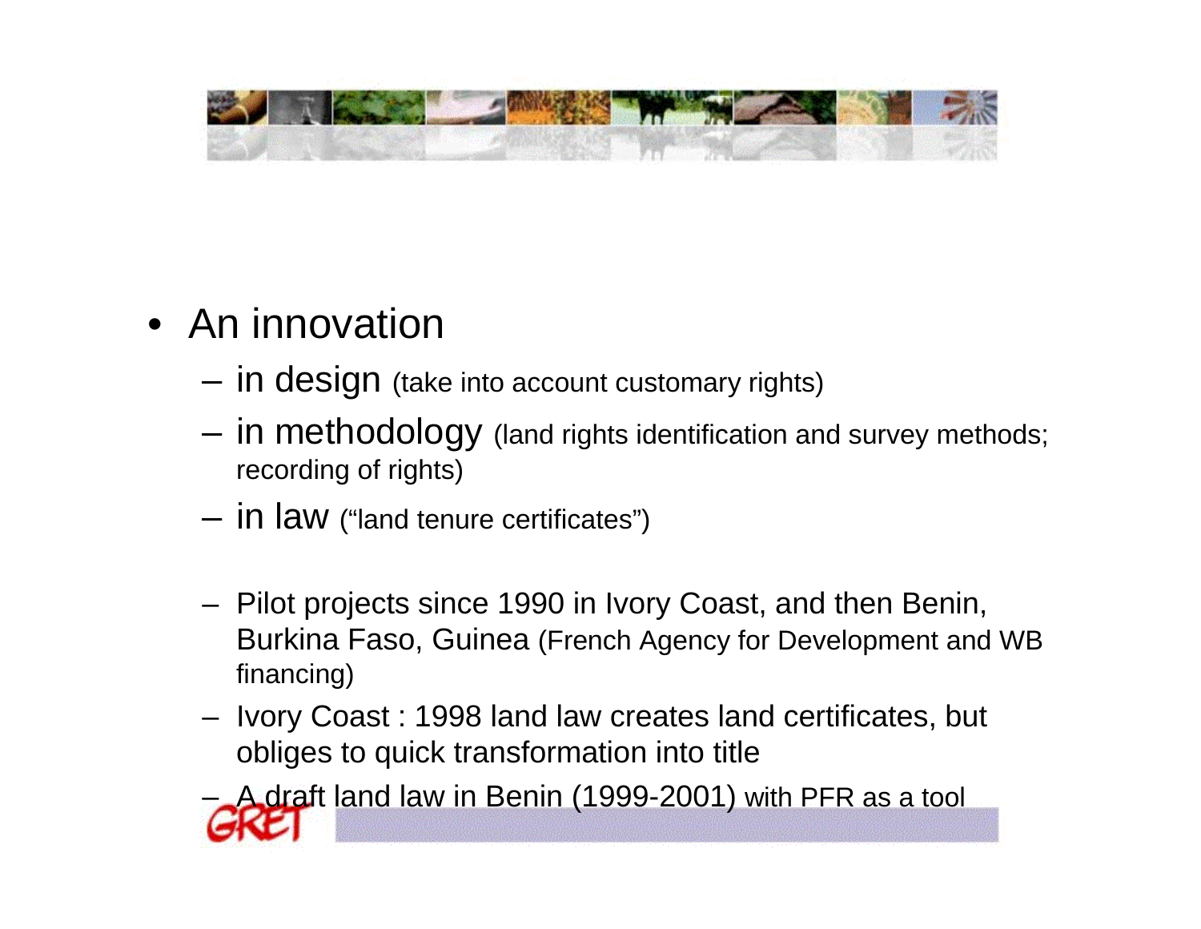- An innovation
  - in design (take into account customary rights)
  - in methodology (land rights identification and survey methods; recording of rights)
  - in law ("land tenure certificates")

  - Pilot projects since 1990 in Ivory Coast, and then Benin, Burkina Faso, Guinea (French Agency for Development and WB financing)
  - Ivory Coast : 1998 land law creates land certificates, but obliges to quick transformation into title
  - A draft land law in Benin (1999-2001) with PFR as a tool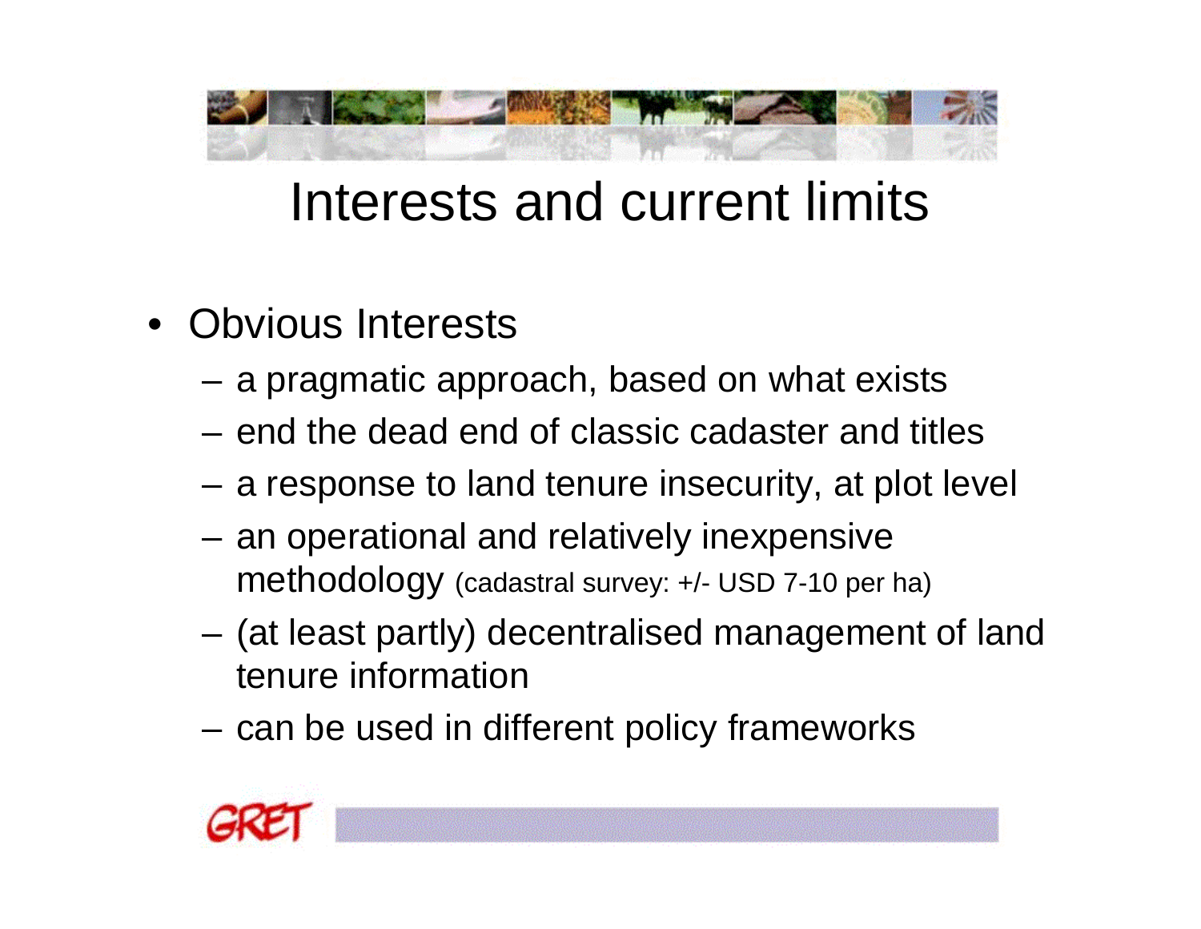# Interests and current limits

- Obvious Interests
  - a pragmatic approach, based on what exists
  - end the dead end of classic cadaster and titles
  - a response to land tenure insecurity, at plot level
  - an operational and relatively inexpensive methodology (cadastral survey: +/- USD 7-10 per ha)
  - (at least partly) decentralised management of land tenure information
  - can be used in different policy frameworks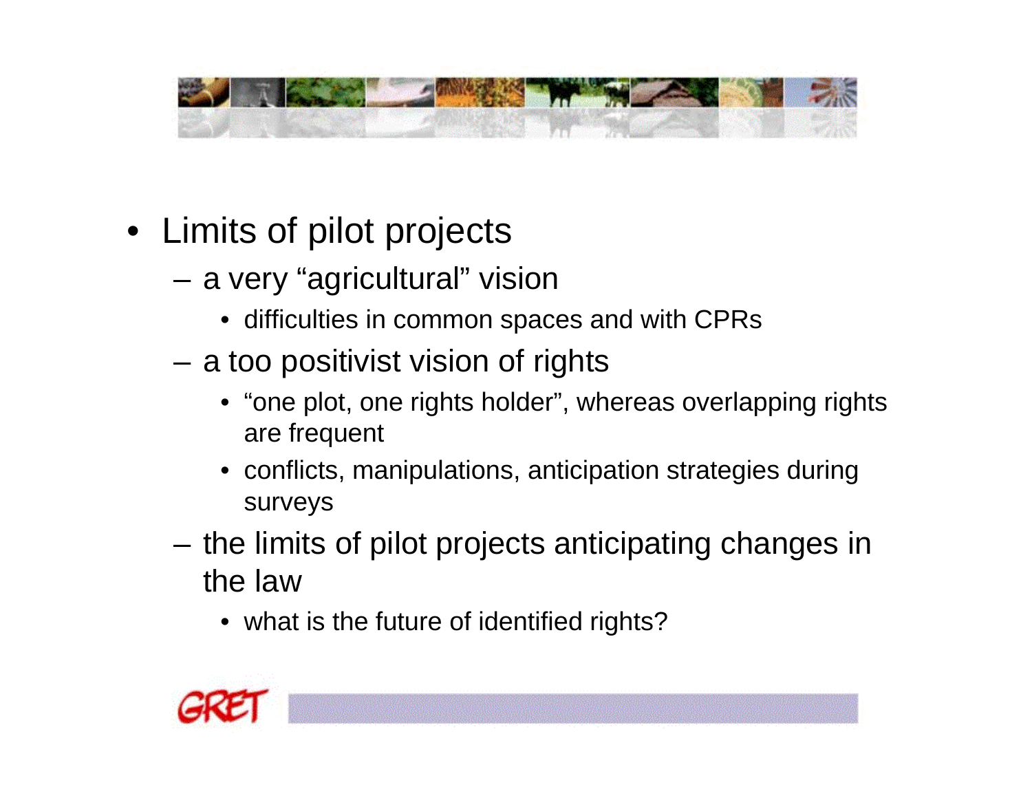- Limits of pilot projects
  - a very “agricultural” vision
    - difficulties in common spaces and with CPRs
  - a too positivist vision of rights
    - “one plot, one rights holder”, whereas overlapping rights are frequent
    - conflicts, manipulations, anticipation strategies during surveys
  - the limits of pilot projects anticipating changes in the law
    - what is the future of identified rights?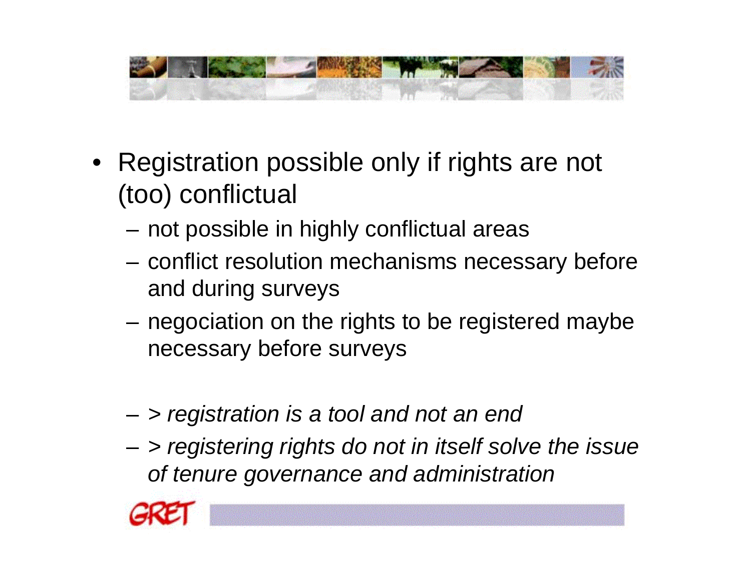- Registration possible only if rights are not (too) conflictual
  - not possible in highly conflictual areas
  - conflict resolution mechanisms necessary before and during surveys
  - negociation on the rights to be registered maybe necessary before surveys

  - *> registration is a tool and not an end*
  - *> registering rights do not in itself solve the issue of tenure governance and administration*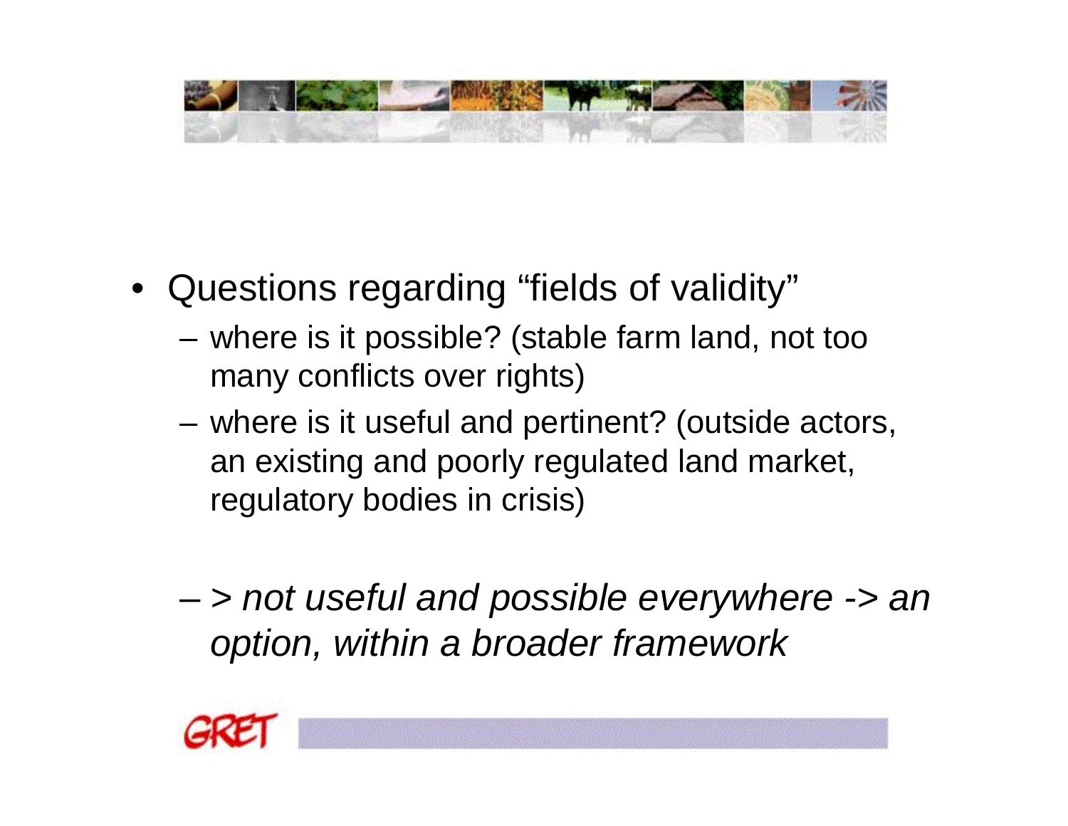- Questions regarding “fields of validity”
  - where is it possible? (stable farm land, not too many conflicts over rights)
  - where is it useful and pertinent? (outside actors, an existing and poorly regulated land market, regulatory bodies in crisis)

  - *> not useful and possible everywhere -> an option, within a broader framework*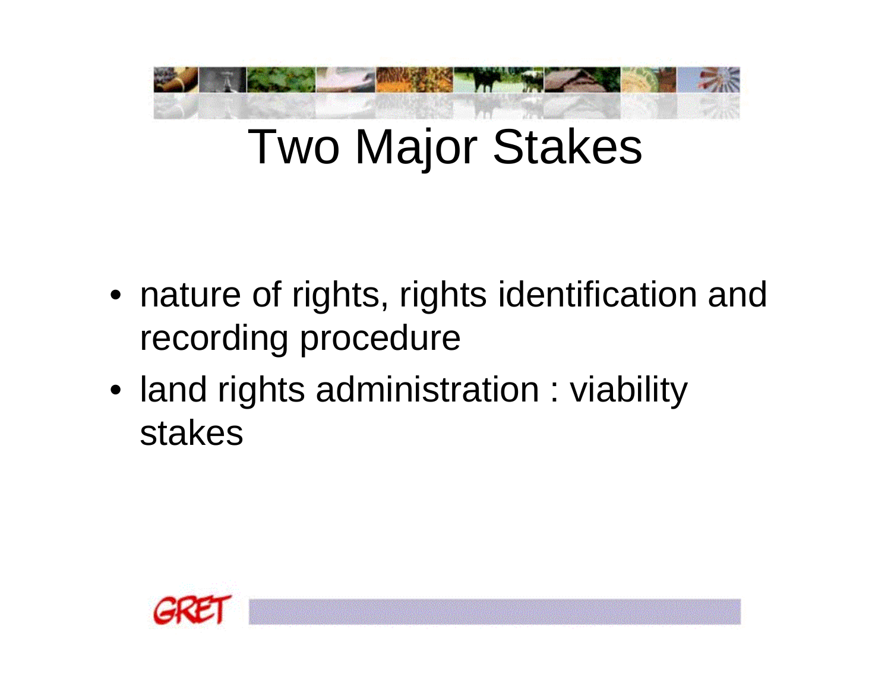# Two Major Stakes

- nature of rights, rights identification and recording procedure
- land rights administration : viability stakes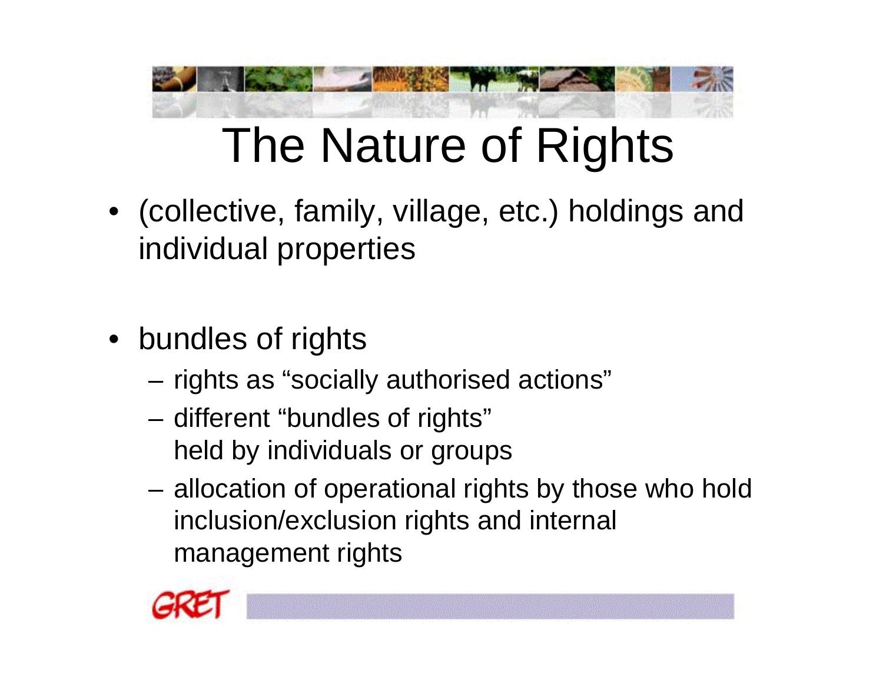# The Nature of Rights

- (collective, family, village, etc.) holdings and individual properties

- bundles of rights
  - rights as "socially authorised actions"
  - different "bundles of rights" held by individuals or groups
  - allocation of operational rights by those who hold inclusion/exclusion rights and internal management rights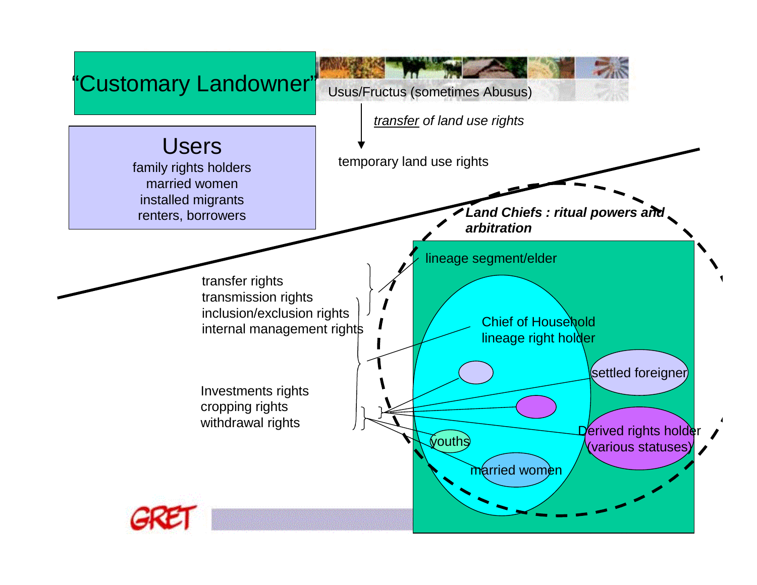# "Customary Landowner"

Usus/Fructus (sometimes Abusus)

*transfer of land use rights*

temporary land use rights

## Users

family rights holders
married women
installed migrants
renters, borrowers

***Land Chiefs : ritual powers and arbitration***

lineage segment/elder

transfer rights
transmission rights
inclusion/exclusion rights
internal management rights

Chief of Household
lineage right holder

settled foreigner

Investments rights
cropping rights
withdrawal rights

Derived rights holder
(various statuses)

youths

married women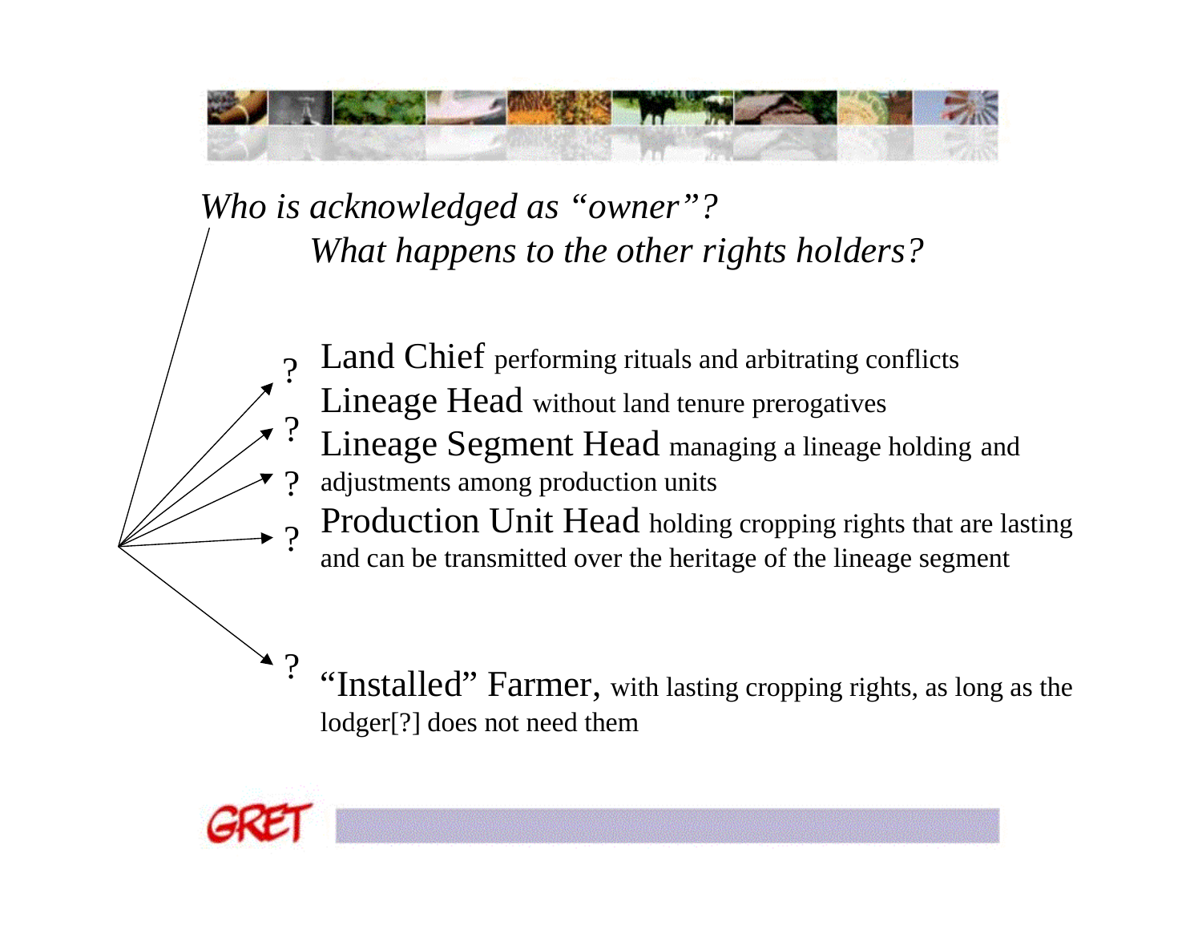*Who is acknowledged as "owner"?*

*What happens to the other rights holders?*

- ? **Land Chief** performing rituals and arbitrating conflicts
- ? **Lineage Head** without land tenure prerogatives
- ? **Lineage Segment Head** managing a lineage holding and adjustments among production units
- ? **Production Unit Head** holding cropping rights that are lasting and can be transmitted over the heritage of the lineage segment
- ? **"Installed" Farmer,** with lasting cropping rights, as long as the lodger[?] does not need them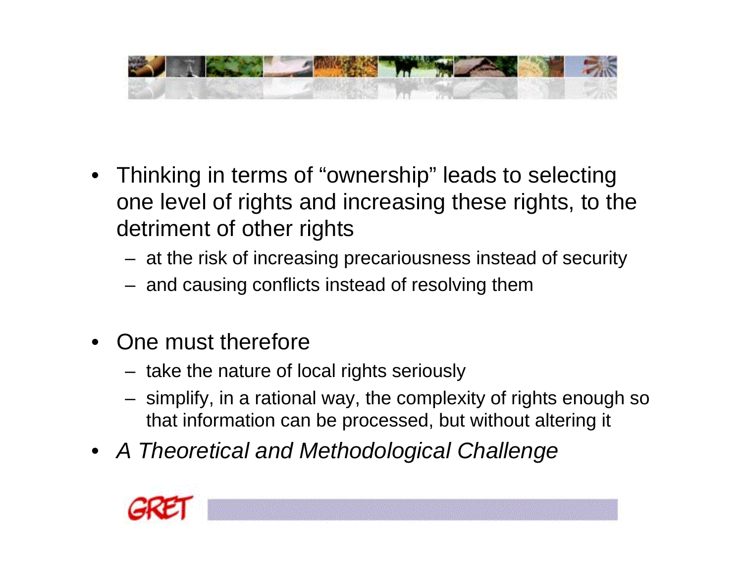- Thinking in terms of “ownership” leads to selecting one level of rights and increasing these rights, to the detriment of other rights
  - at the risk of increasing precariousness instead of security
  - and causing conflicts instead of resolving them

- One must therefore
  - take the nature of local rights seriously
  - simplify, in a rational way, the complexity of rights enough so that information can be processed, but without altering it
- *A Theoretical and Methodological Challenge*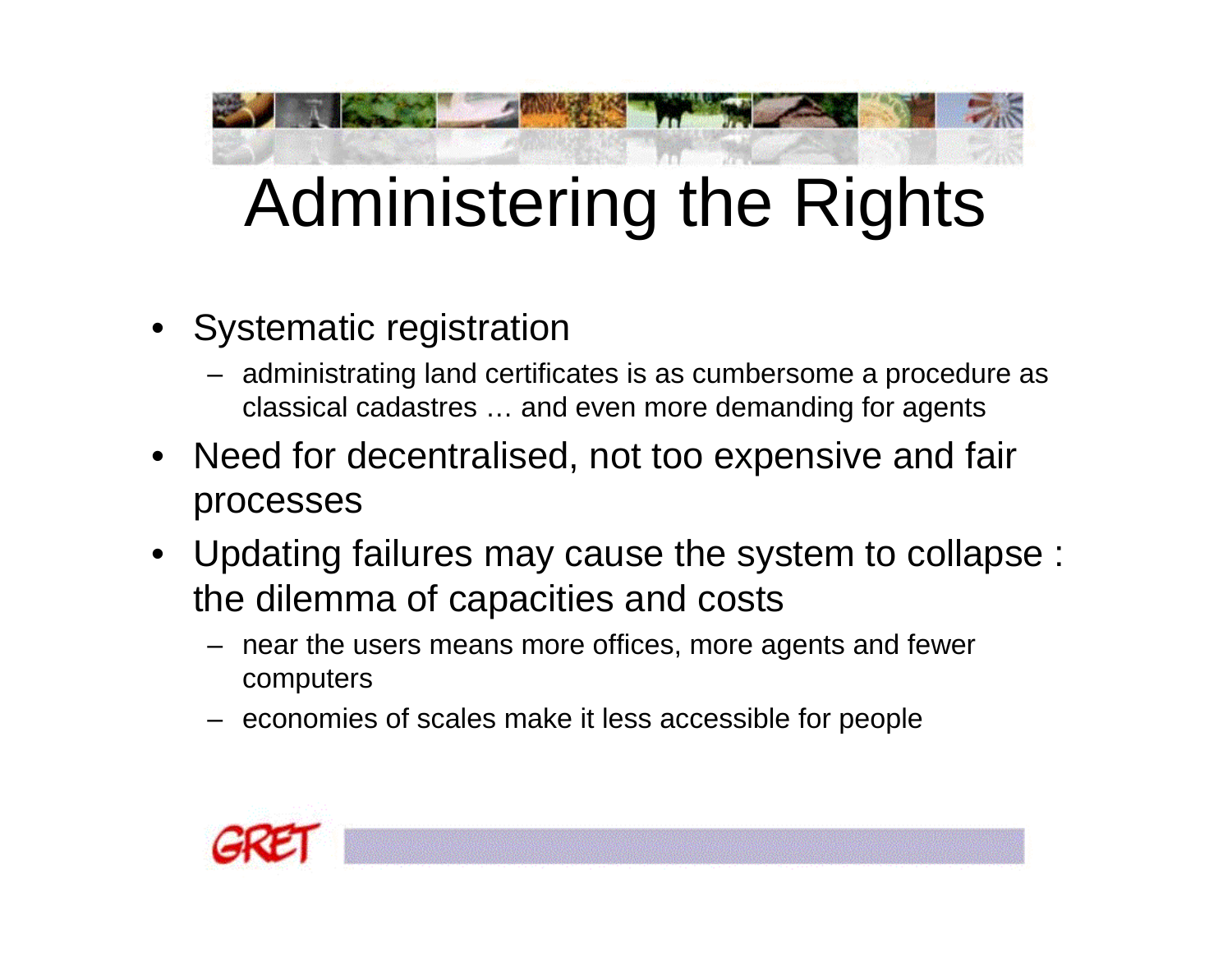# Administering the Rights

- Systematic registration
  - administrating land certificates is as cumbersome a procedure as classical cadastres … and even more demanding for agents
- Need for decentralised, not too expensive and fair processes
- Updating failures may cause the system to collapse : the dilemma of capacities and costs
  - near the users means more offices, more agents and fewer computers
  - economies of scales make it less accessible for people

GRET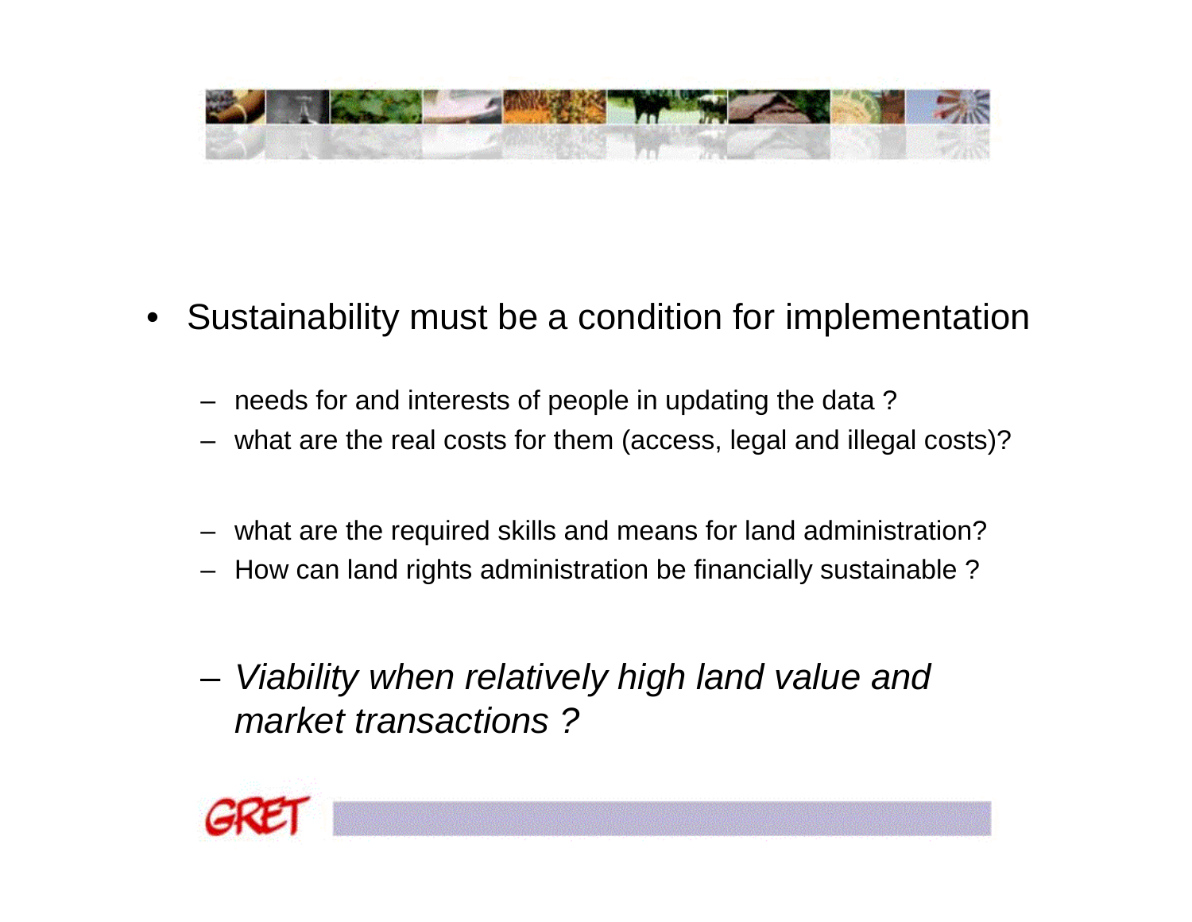- Sustainability must be a condition for implementation

  - needs for and interests of people in updating the data ?
  - what are the real costs for them (access, legal and illegal costs)?

  - what are the required skills and means for land administration?
  - How can land rights administration be financially sustainable ?

  - *Viability when relatively high land value and market transactions ?*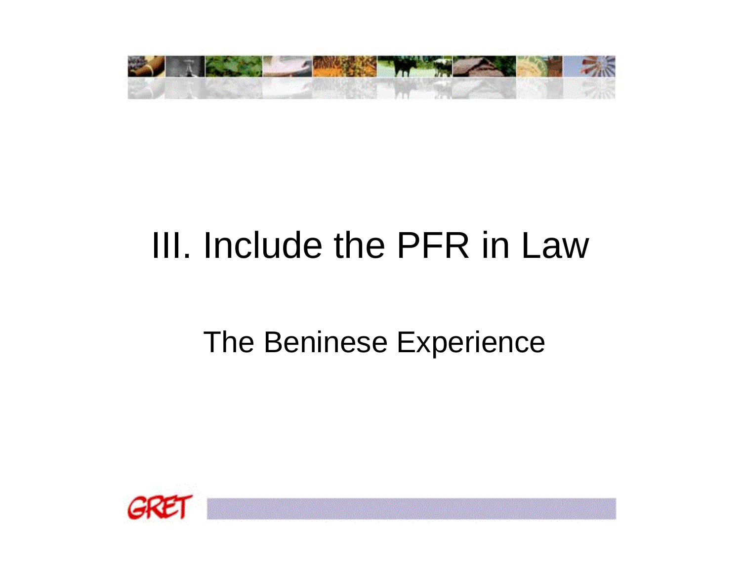# III. Include the PFR in Law

## The Beninese Experience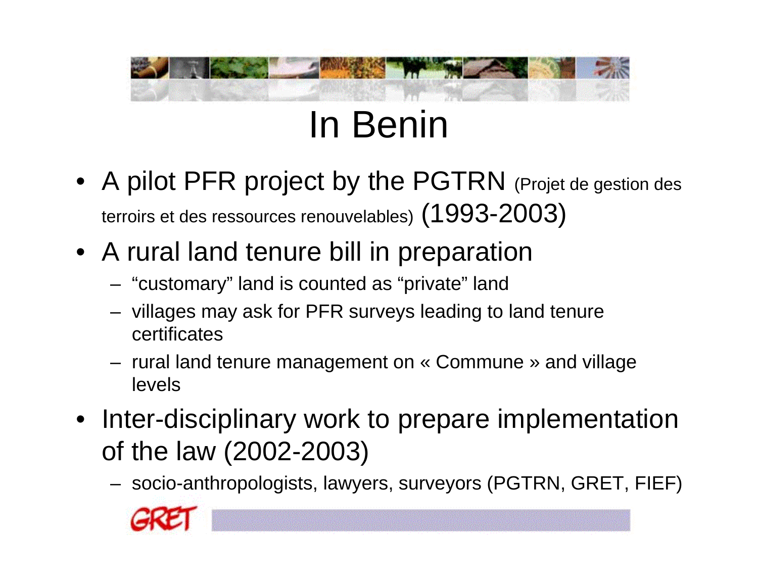# In Benin

- A pilot PFR project by the PGTRN (Projet de gestion des terroirs et des ressources renouvelables) (1993-2003)
- A rural land tenure bill in preparation
  - "customary" land is counted as "private" land
  - villages may ask for PFR surveys leading to land tenure certificates
  - rural land tenure management on « Commune » and village levels
- Inter-disciplinary work to prepare implementation of the law (2002-2003)
  - socio-anthropologists, lawyers, surveyors (PGTRN, GRET, FIEF)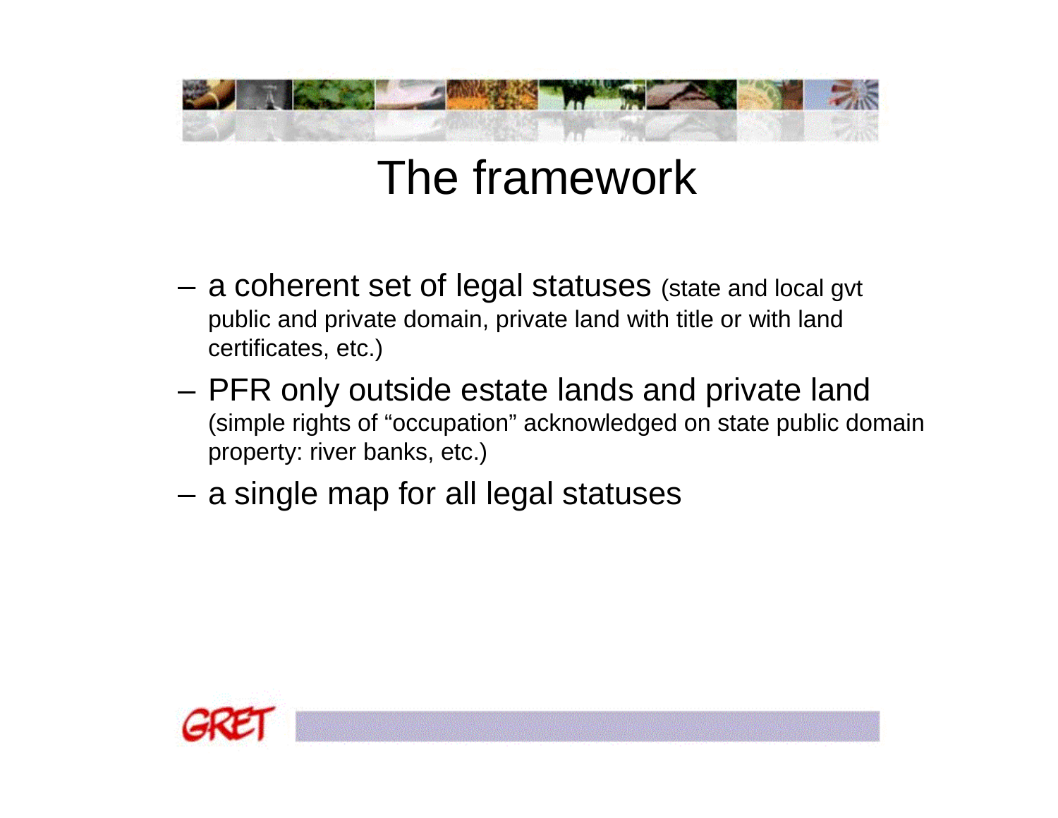# The framework

- a coherent set of legal statuses (state and local gvt public and private domain, private land with title or with land certificates, etc.)
- PFR only outside estate lands and private land (simple rights of "occupation" acknowledged on state public domain property: river banks, etc.)
- a single map for all legal statuses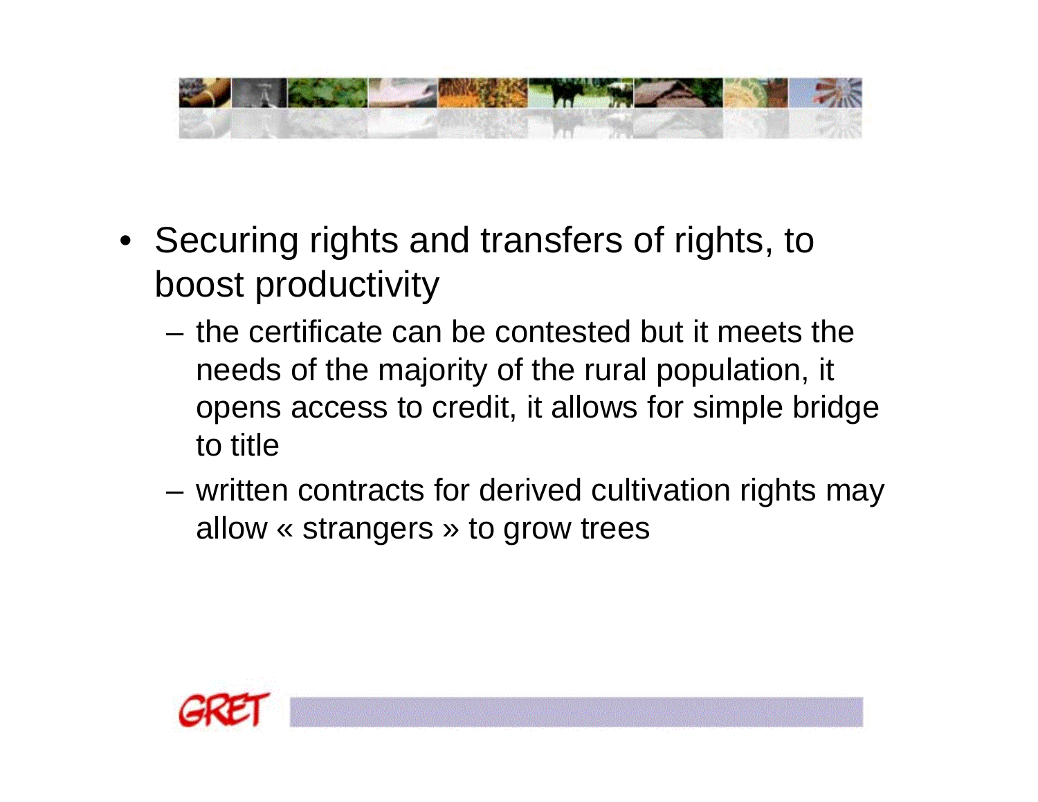- Securing rights and transfers of rights, to boost productivity
  - the certificate can be contested but it meets the needs of the majority of the rural population, it opens access to credit, it allows for simple bridge to title
  - written contracts for derived cultivation rights may allow « strangers » to grow trees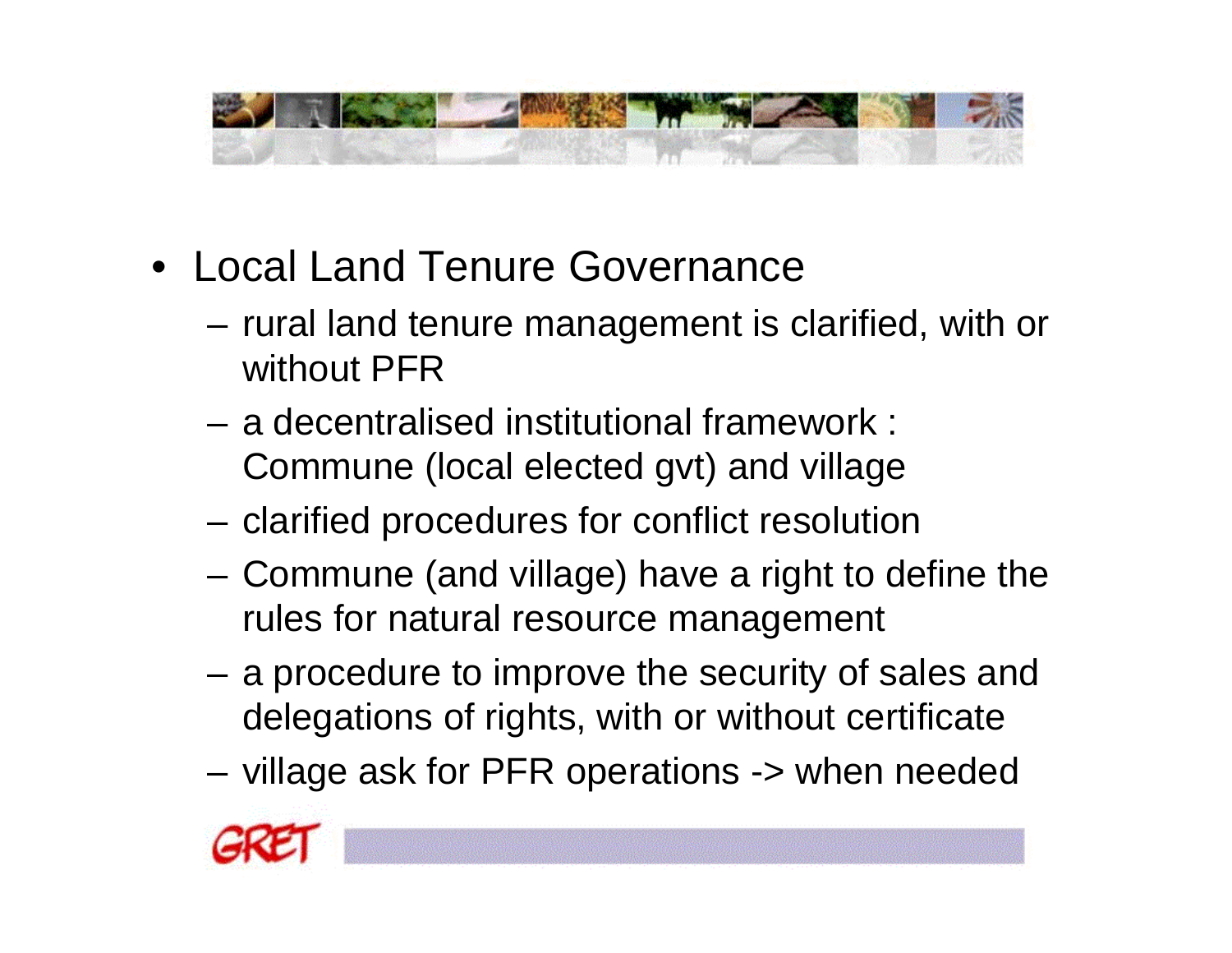- Local Land Tenure Governance
  - rural land tenure management is clarified, with or without PFR
  - a decentralised institutional framework : Commune (local elected gvt) and village
  - clarified procedures for conflict resolution
  - Commune (and village) have a right to define the rules for natural resource management
  - a procedure to improve the security of sales and delegations of rights, with or without certificate
  - village ask for PFR operations -> when needed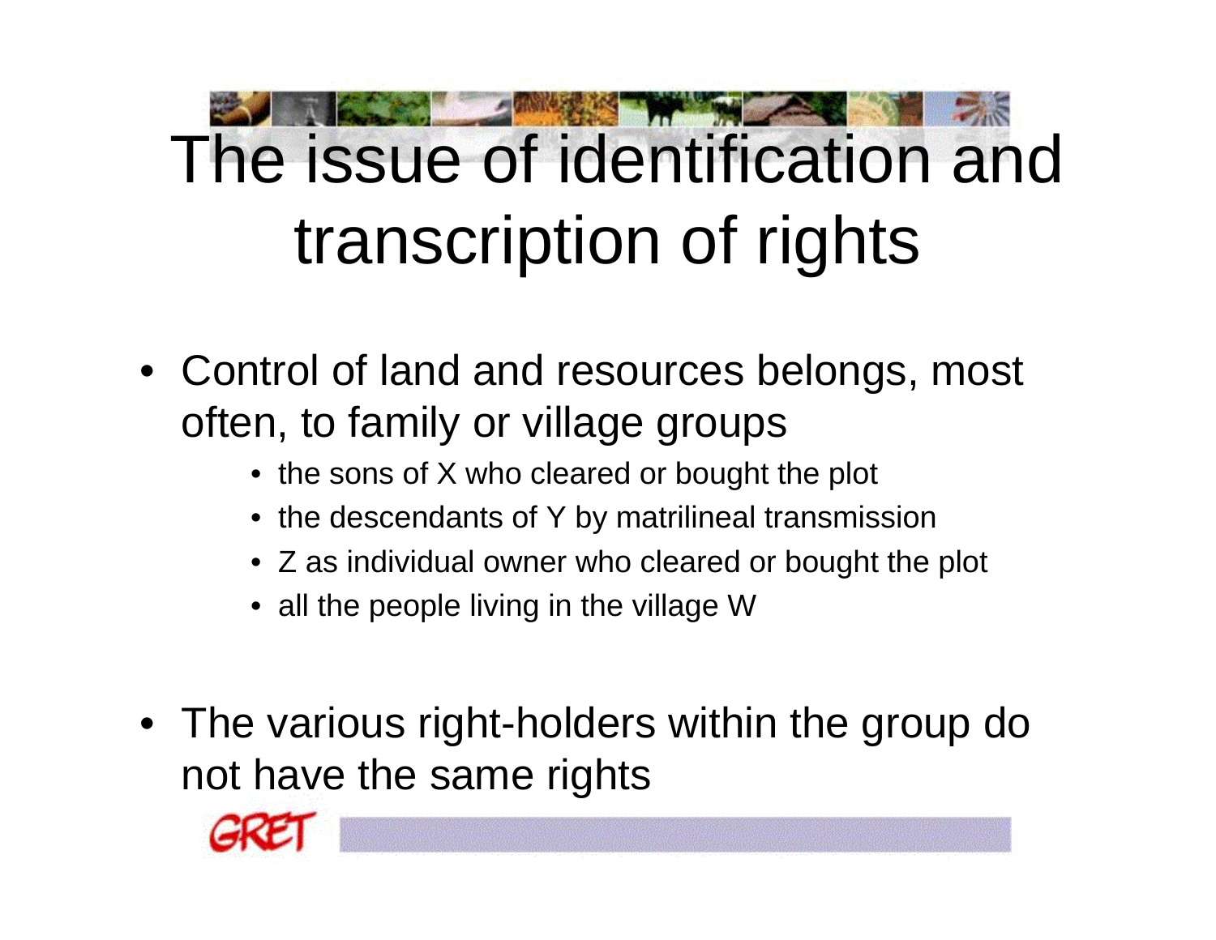# The issue of identification and transcription of rights

- Control of land and resources belongs, most often, to family or village groups
  - the sons of X who cleared or bought the plot
  - the descendants of Y by matrilineal transmission
  - Z as individual owner who cleared or bought the plot
  - all the people living in the village W
- The various right-holders within the group do not have the same rights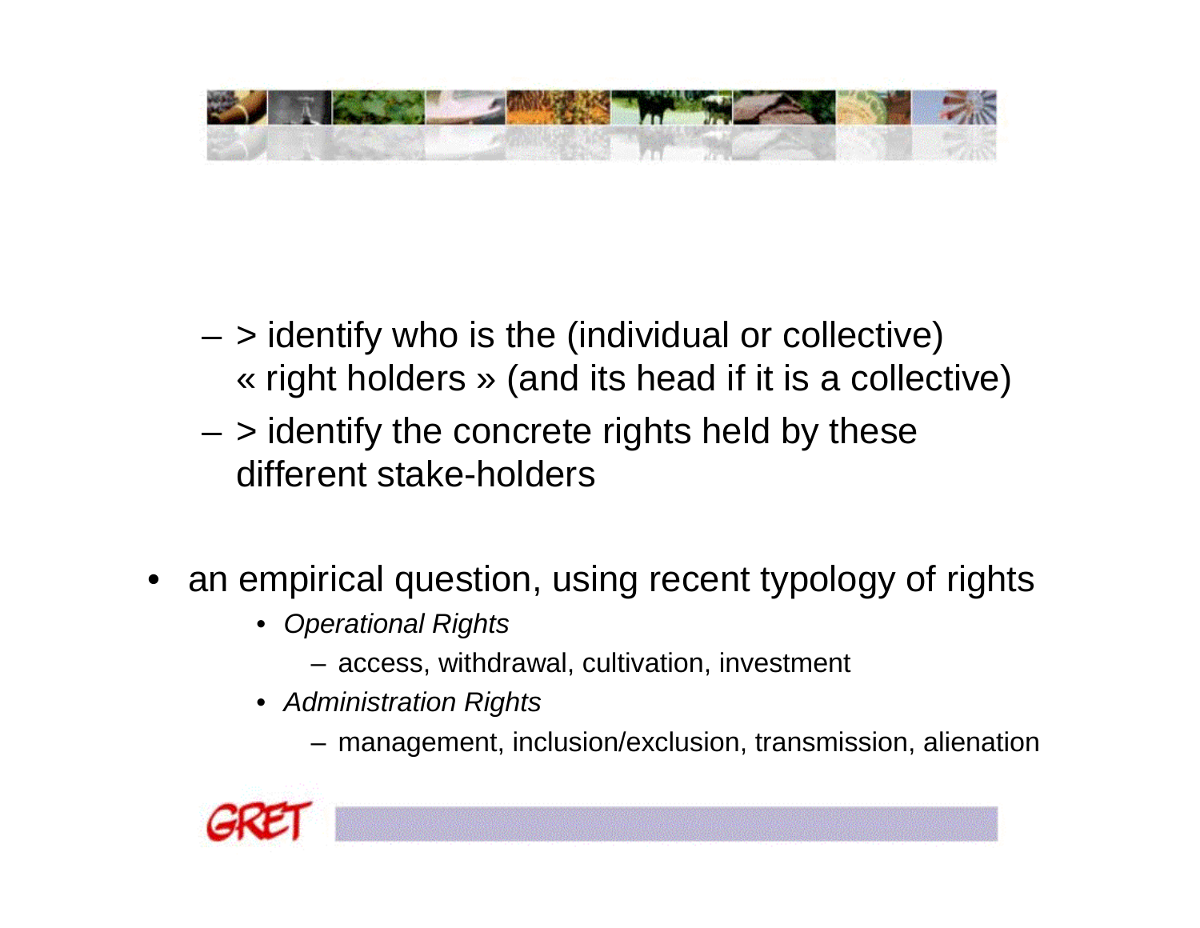- > identify who is the (individual or collective) « right holders » (and its head if it is a collective)
- > identify the concrete rights held by these different stake-holders

- an empirical question, using recent typology of rights
  - *Operational Rights*
    - access, withdrawal, cultivation, investment
  - *Administration Rights*
    - management, inclusion/exclusion, transmission, alienation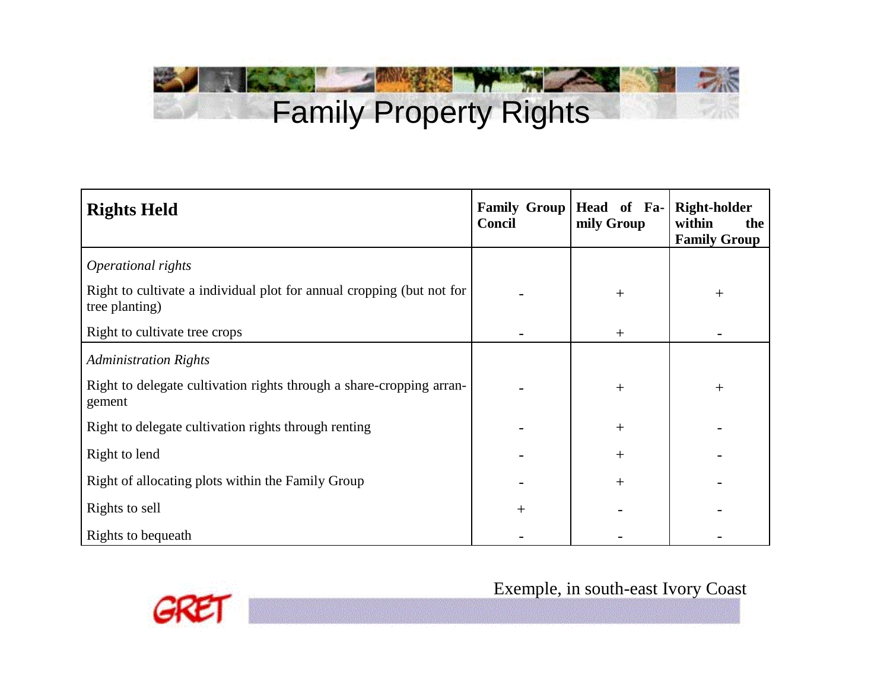# Family Property Rights

| Rights Held | Family Group Concil | Head of Family Group | Right-holder within the Family Group |
|---|---|---|---|
| *Operational rights* | | | |
| Right to cultivate a individual plot for annual cropping (but not for tree planting) | - | + | + |
| Right to cultivate tree crops | - | + | - |
| *Administration Rights* | | | |
| Right to delegate cultivation rights through a share-cropping arrangement | - | + | + |
| Right to delegate cultivation rights through renting | - | + | - |
| Right to lend | - | + | - |
| Right of allocating plots within the Family Group | - | + | - |
| Rights to sell | + | - | - |
| Rights to bequeath | - | - | - |

Exemple, in south-east Ivory Coast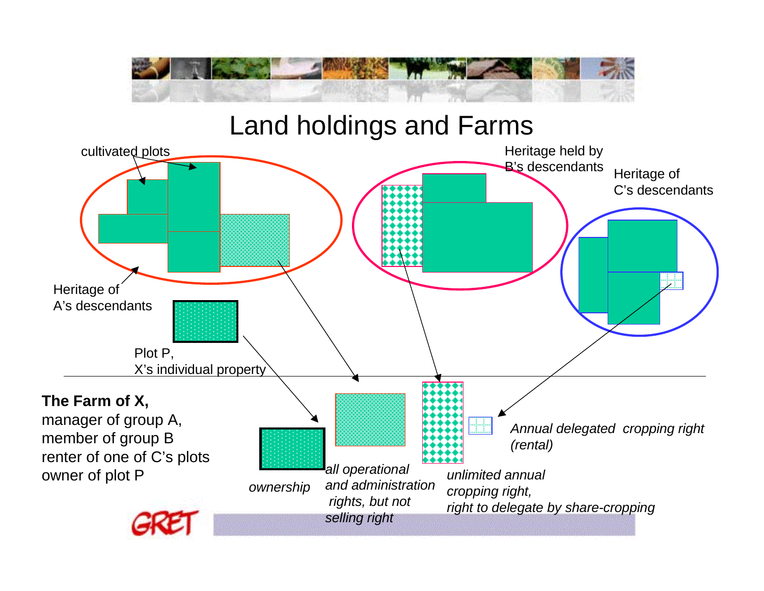# Land holdings and Farms

cultivated plots

Heritage of A's descendants

Heritage held by B's descendants

Heritage of C's descendants

Plot P, X's individual property

**The Farm of X,**
manager of group A,
member of group B
renter of one of C's plots
owner of plot P

*ownership*

*all operational and administration rights, but not selling right*

*unlimited annual cropping right, right to delegate by share-cropping*

*Annual delegated cropping right (rental)*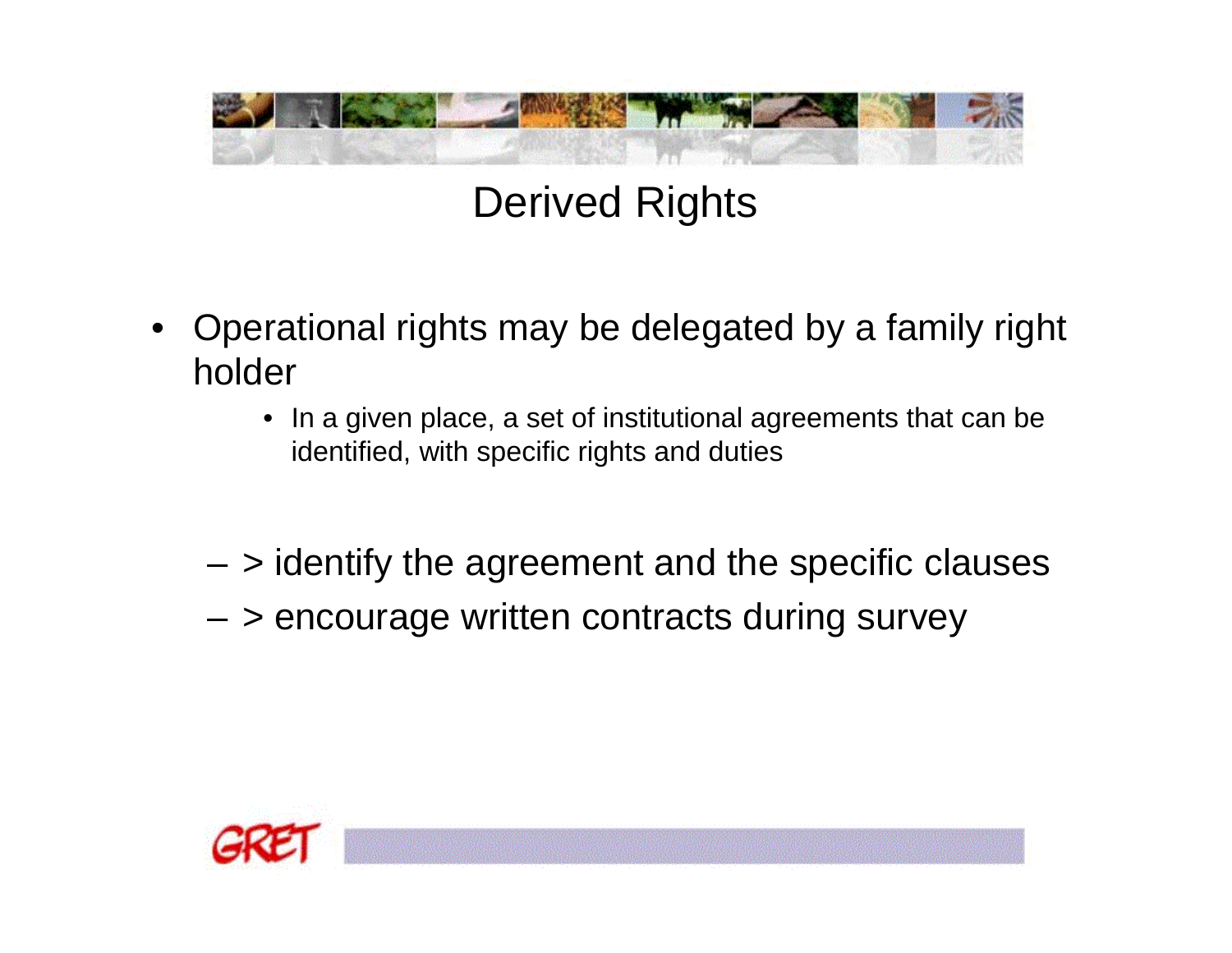# Derived Rights

- Operational rights may be delegated by a family right holder
    - In a given place, a set of institutional agreements that can be identified, with specific rights and duties

  - > identify the agreement and the specific clauses
  - > encourage written contracts during survey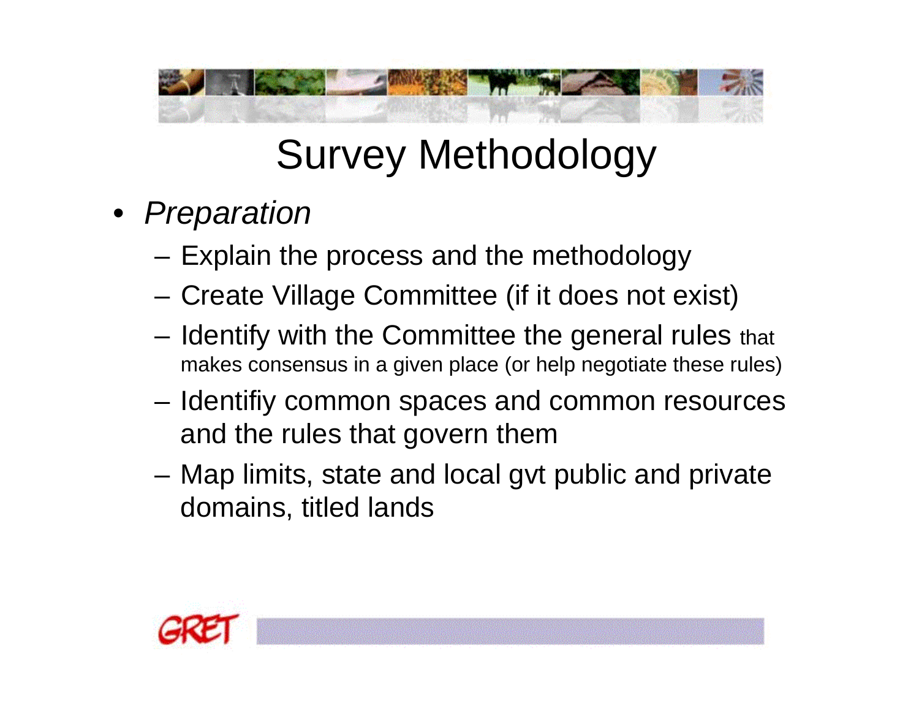# Survey Methodology

- *Preparation*
  - Explain the process and the methodology
  - Create Village Committee (if it does not exist)
  - Identify with the Committee the general rules that makes consensus in a given place (or help negotiate these rules)
  - Identifiy common spaces and common resources and the rules that govern them
  - Map limits, state and local gvt public and private domains, titled lands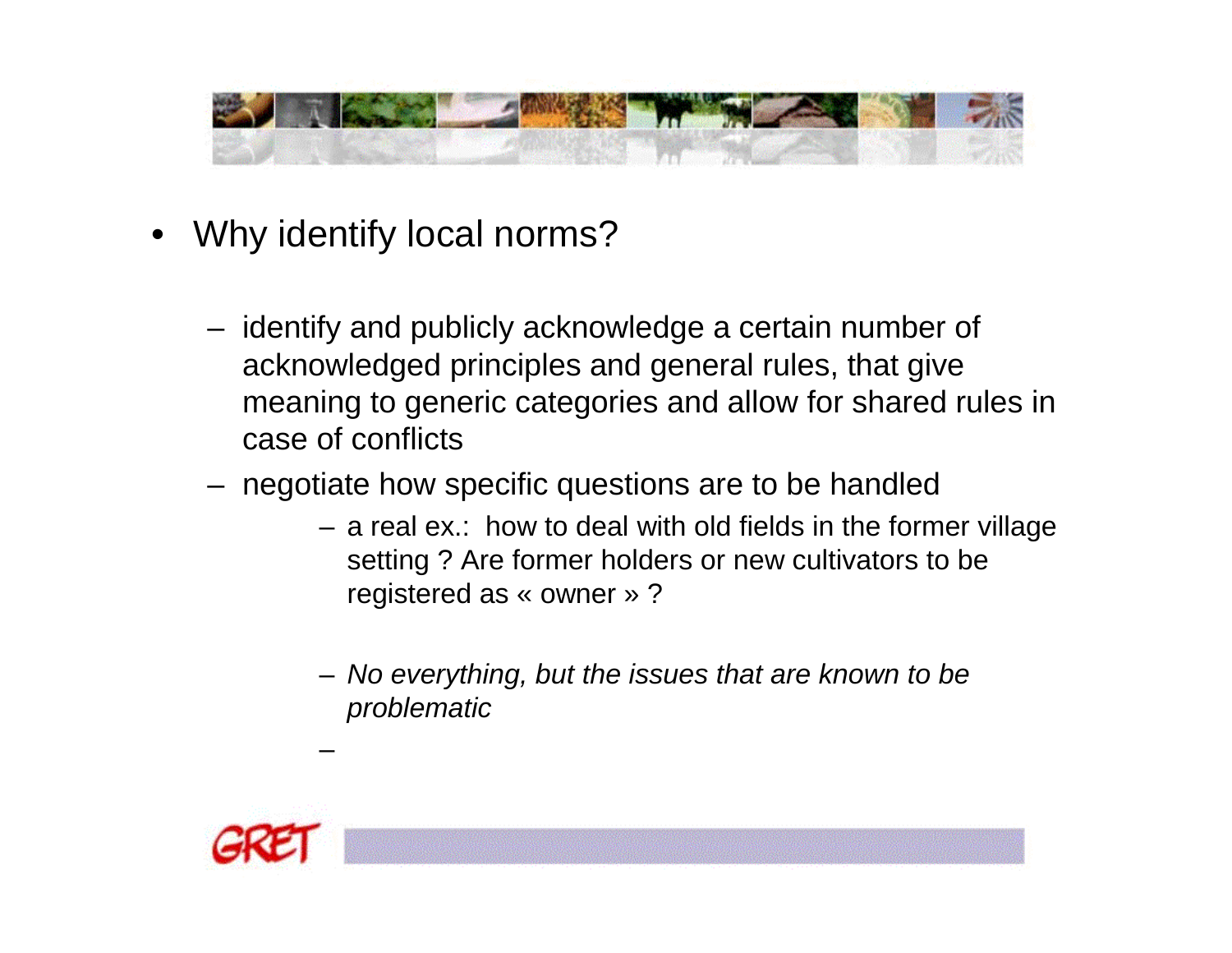- Why identify local norms?
  - identify and publicly acknowledge a certain number of acknowledged principles and general rules, that give meaning to generic categories and allow for shared rules in case of conflicts
  - negotiate how specific questions are to be handled
    - a real ex.: how to deal with old fields in the former village setting ? Are former holders or new cultivators to be registered as « owner » ?
    - *No everything, but the issues that are known to be problematic*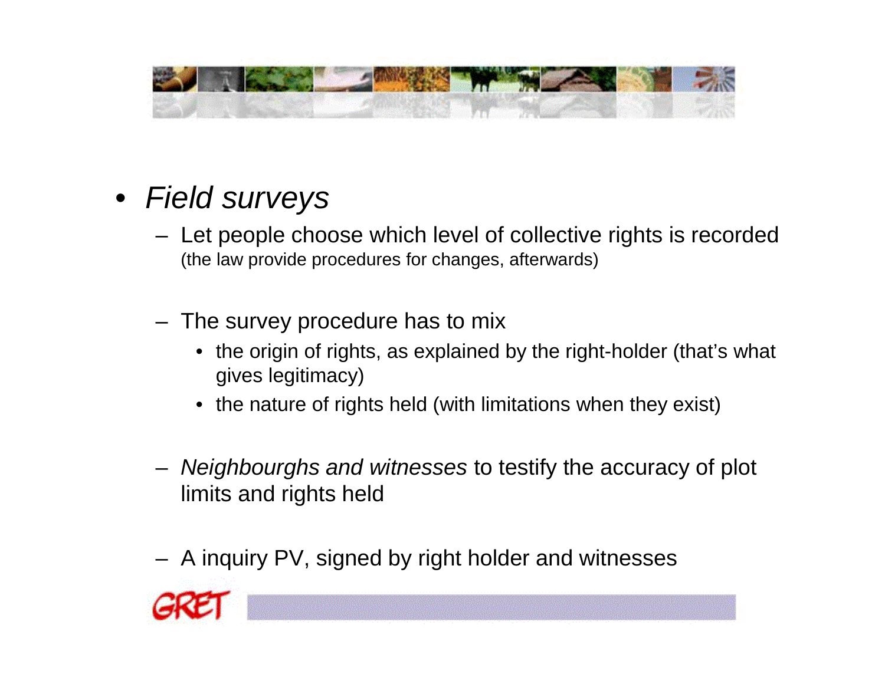- *Field surveys*
  - Let people choose which level of collective rights is recorded (the law provide procedures for changes, afterwards)
  - The survey procedure has to mix
    - the origin of rights, as explained by the right-holder (that's what gives legitimacy)
    - the nature of rights held (with limitations when they exist)
  - *Neighbourghs and witnesses* to testify the accuracy of plot limits and rights held
  - A inquiry PV, signed by right holder and witnesses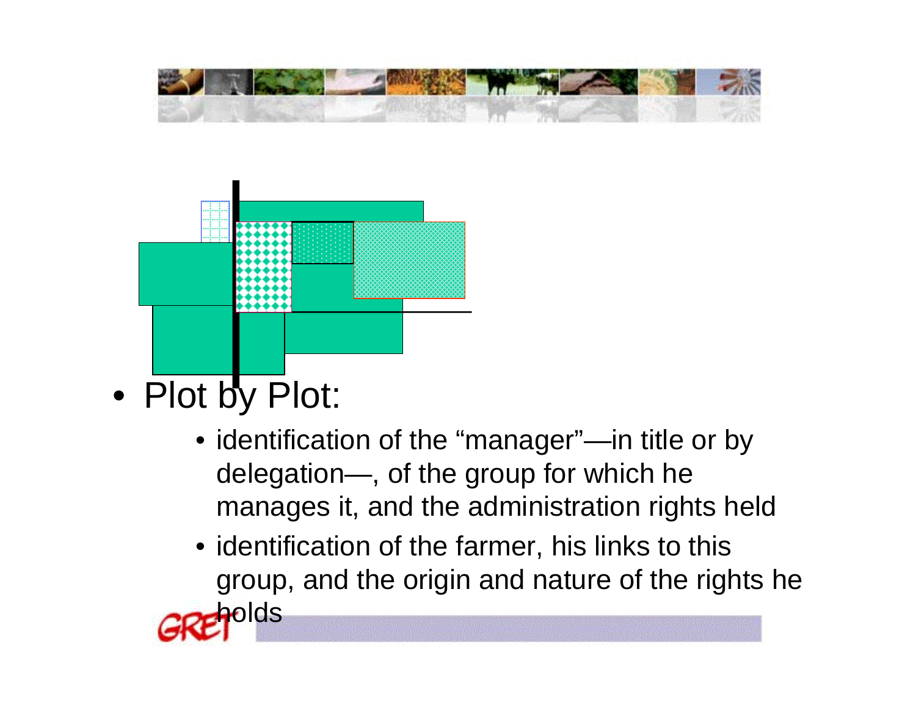- Plot by Plot:
  - identification of the "manager"—in title or by delegation—, of the group for which he manages it, and the administration rights held
  - identification of the farmer, his links to this group, and the origin and nature of the rights he holds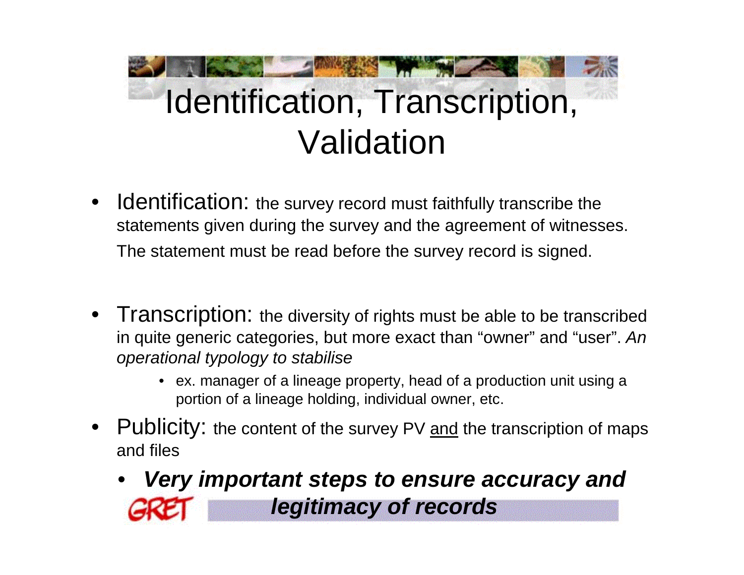# Identification, Transcription, Validation

- Identification: the survey record must faithfully transcribe the statements given during the survey and the agreement of witnesses. The statement must be read before the survey record is signed.

- Transcription: the diversity of rights must be able to be transcribed in quite generic categories, but more exact than "owner" and "user". *An operational typology to stabilise*
  - ex. manager of a lineage property, head of a production unit using a portion of a lineage holding, individual owner, etc.
- Publicity: the content of the survey PV <u>and</u> the transcription of maps and files
  - ***Very important steps to ensure accuracy and legitimacy of records***

GRET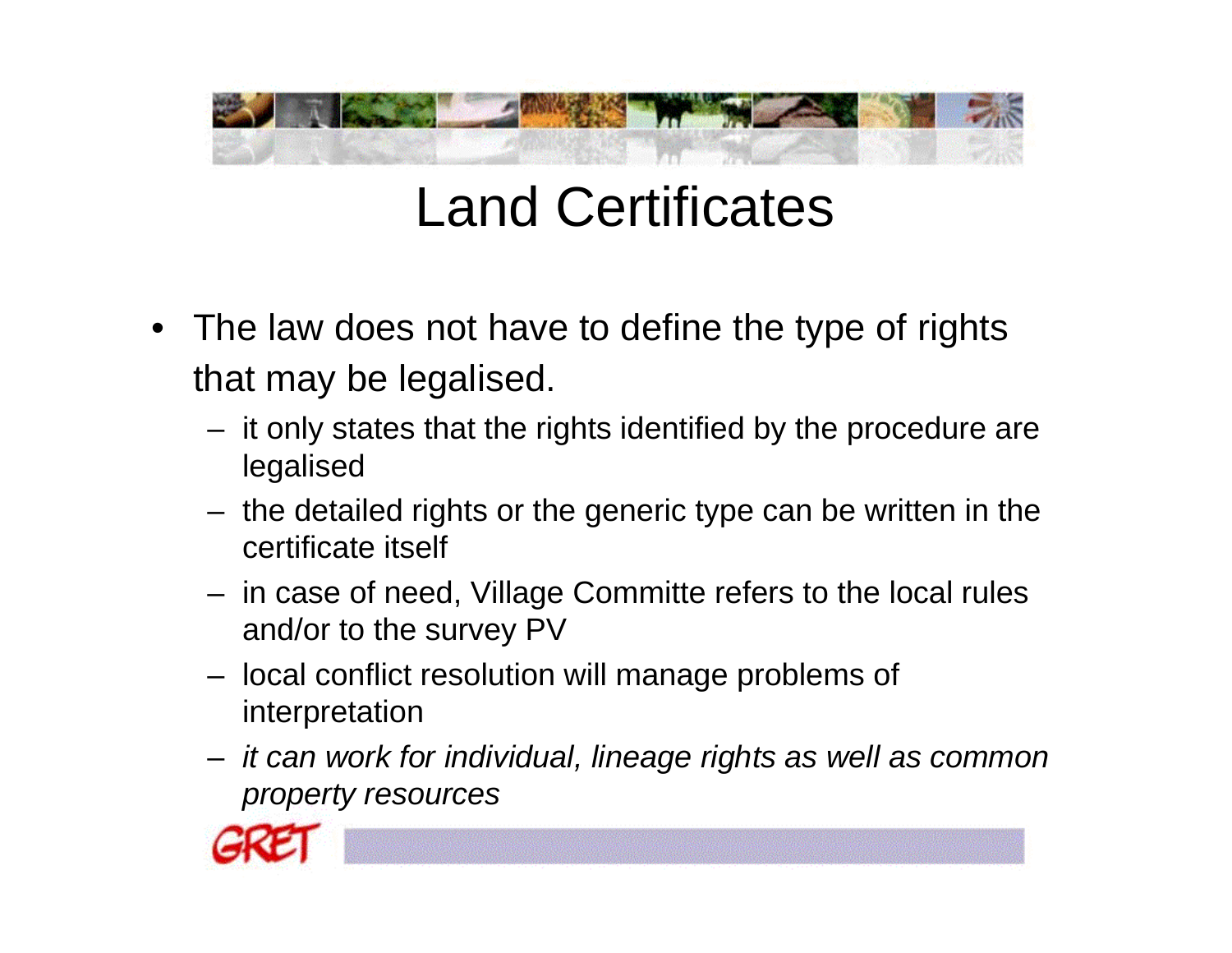# Land Certificates

- The law does not have to define the type of rights that may be legalised.
  - it only states that the rights identified by the procedure are legalised
  - the detailed rights or the generic type can be written in the certificate itself
  - in case of need, Village Committe refers to the local rules and/or to the survey PV
  - local conflict resolution will manage problems of interpretation
  - *it can work for individual, lineage rights as well as common property resources*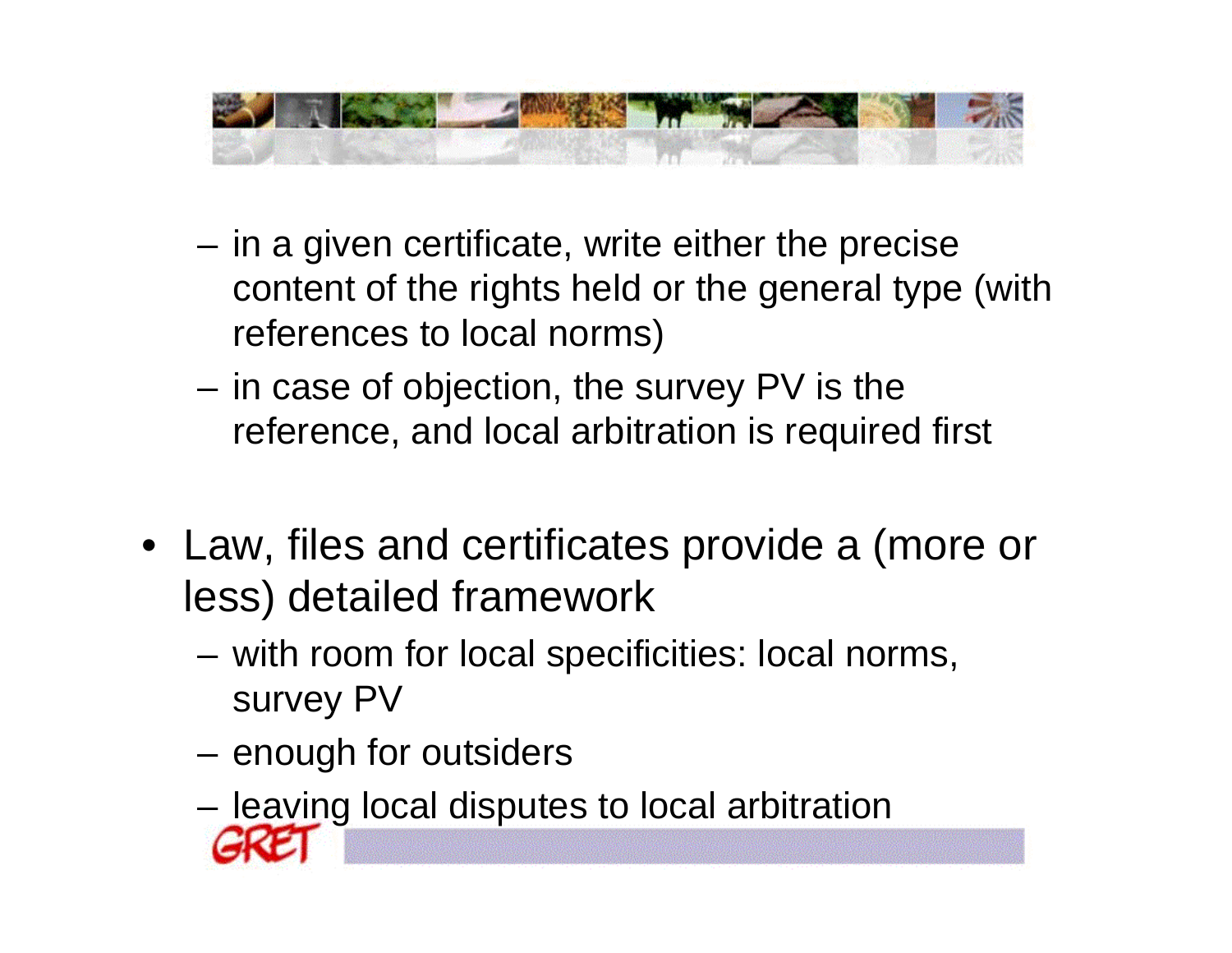- in a given certificate, write either the precise content of the rights held or the general type (with references to local norms)
  - in case of objection, the survey PV is the reference, and local arbitration is required first

- Law, files and certificates provide a (more or less) detailed framework
  - with room for local specificities: local norms, survey PV
  - enough for outsiders
  - leaving local disputes to local arbitration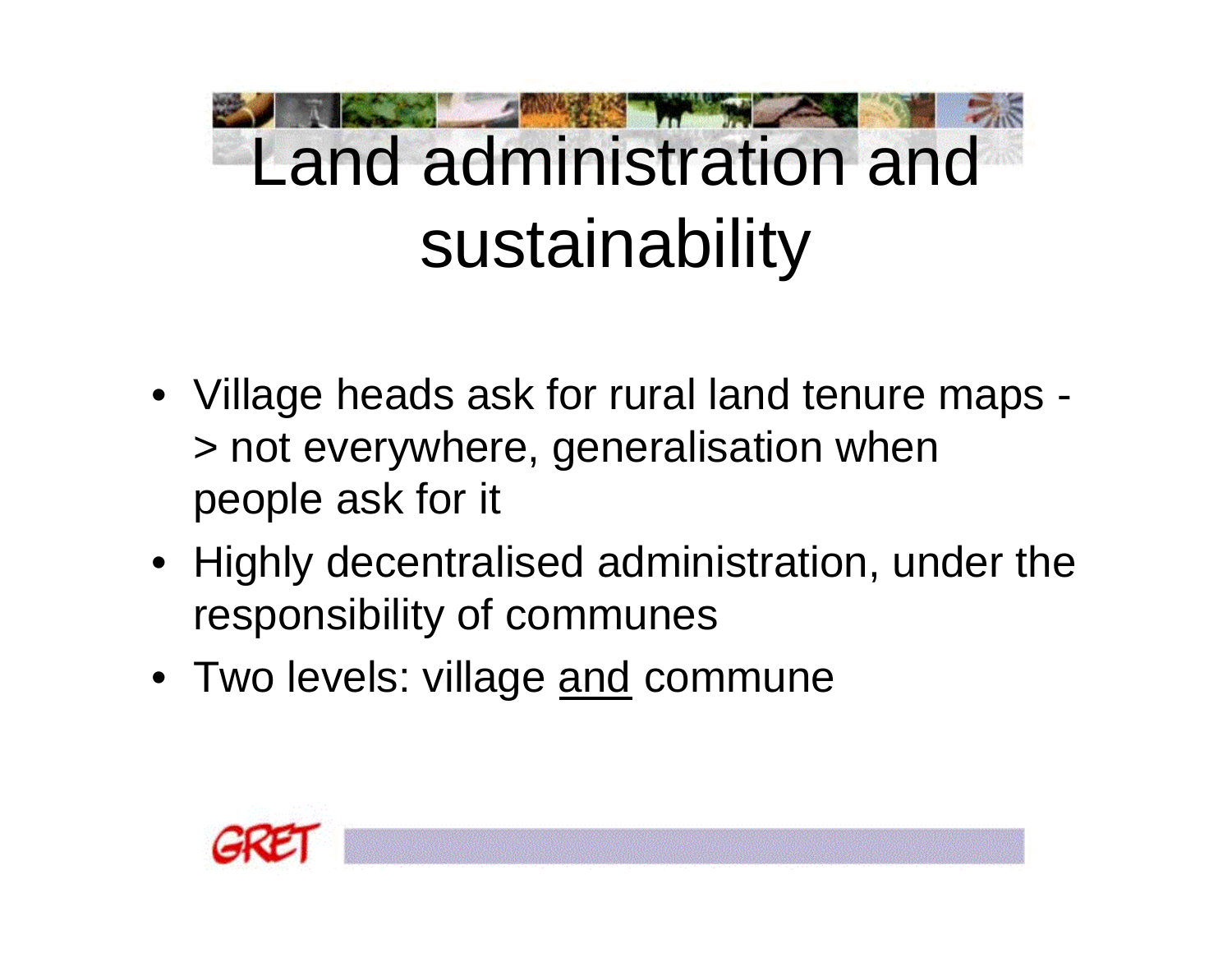# Land administration and sustainability

- Village heads ask for rural land tenure maps -> not everywhere, generalisation when people ask for it
- Highly decentralised administration, under the responsibility of communes
- Two levels: village and commune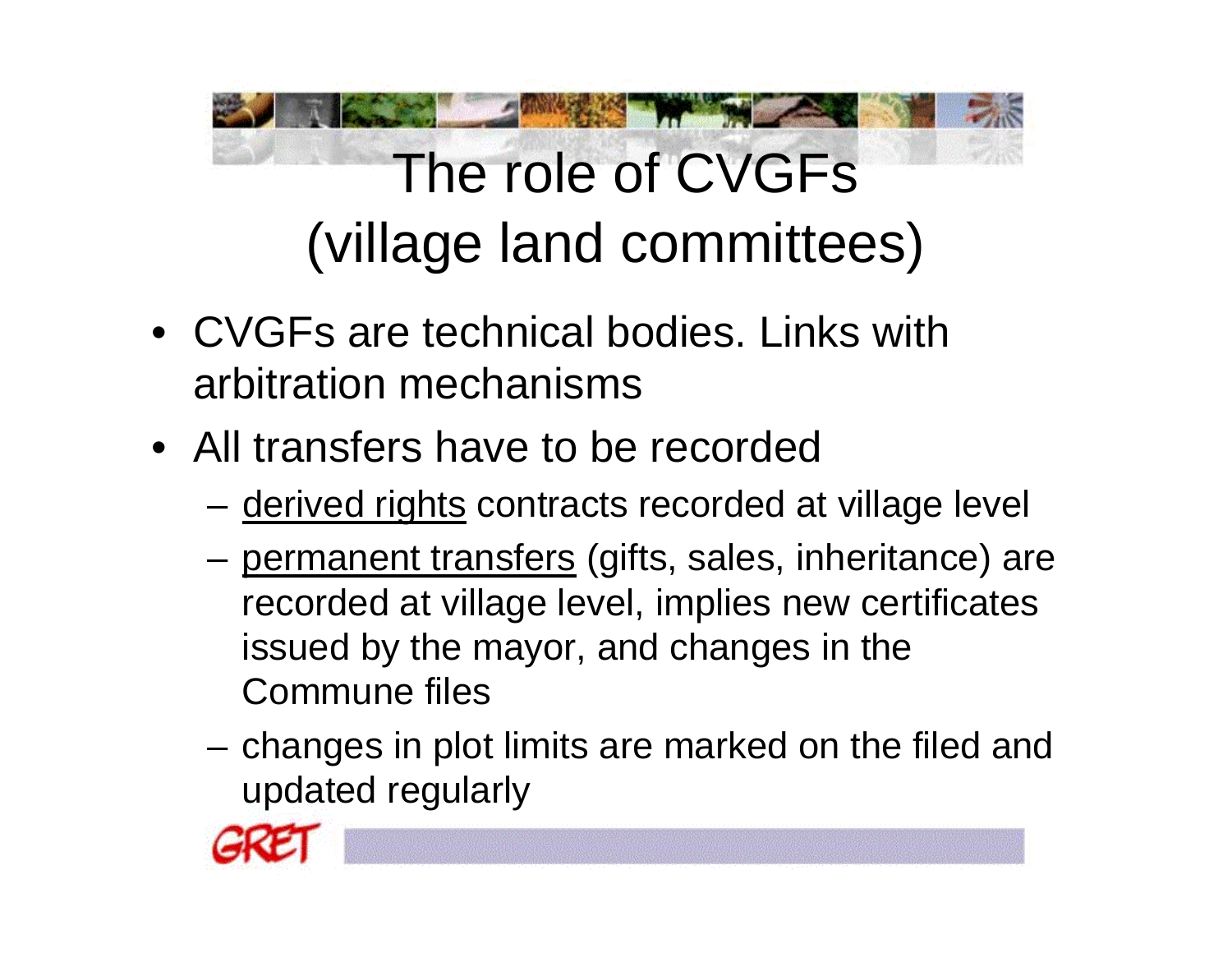# The role of CVGFs (village land committees)

- CVGFs are technical bodies. Links with arbitration mechanisms
- All transfers have to be recorded
  - derived rights contracts recorded at village level
  - permanent transfers (gifts, sales, inheritance) are recorded at village level, implies new certificates issued by the mayor, and changes in the Commune files
  - changes in plot limits are marked on the filed and updated regularly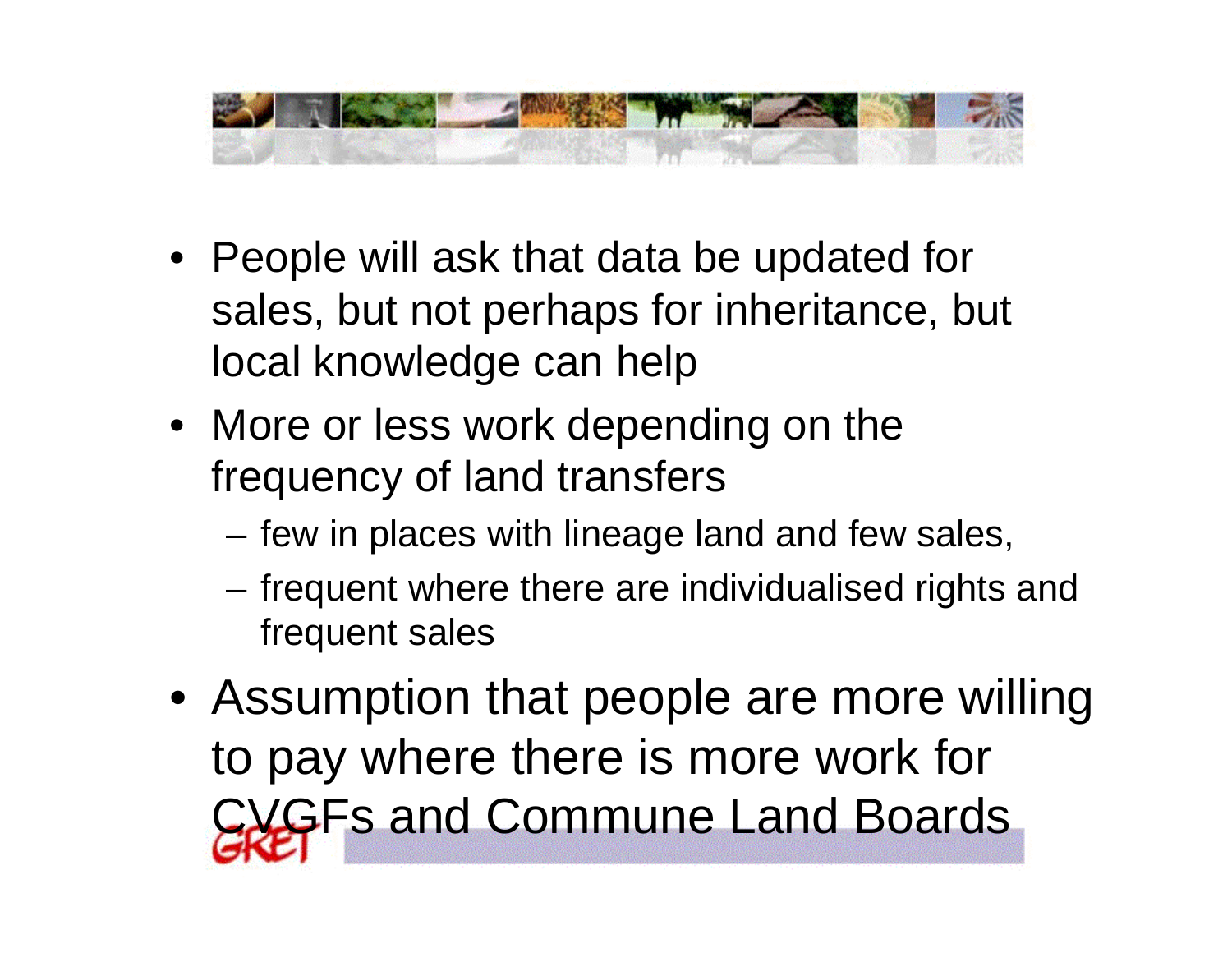- People will ask that data be updated for sales, but not perhaps for inheritance, but local knowledge can help
- More or less work depending on the frequency of land transfers
  - few in places with lineage land and few sales,
  - frequent where there are individualised rights and frequent sales
- Assumption that people are more willing to pay where there is more work for CVGFs and Commune Land Boards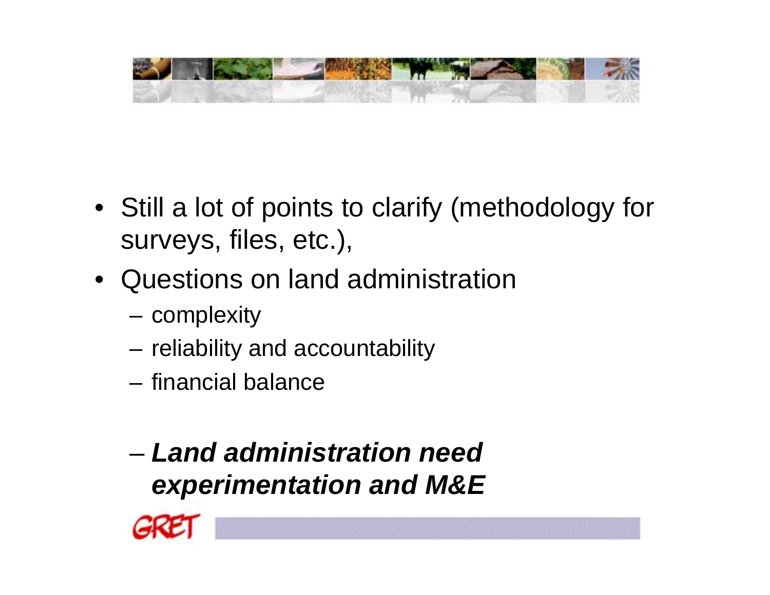- Still a lot of points to clarify (methodology for surveys, files, etc.),
- Questions on land administration
  - complexity
  - reliability and accountability
  - financial balance
  - ***Land administration need experimentation and M&E***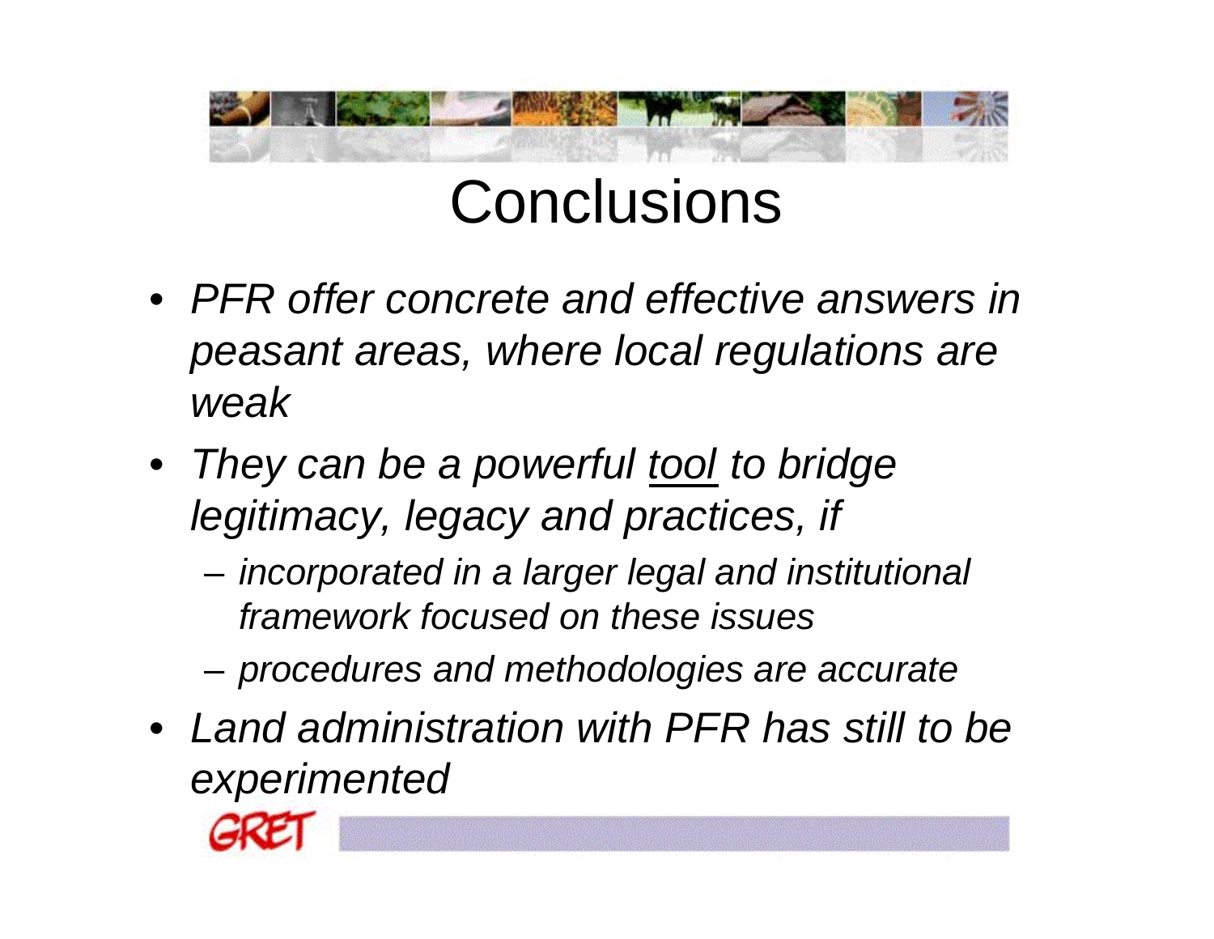# Conclusions

- *PFR offer concrete and effective answers in peasant areas, where local regulations are weak*
- *They can be a powerful <u>tool</u> to bridge legitimacy, legacy and practices, if*
  - *incorporated in a larger legal and institutional framework focused on these issues*
  - *procedures and methodologies are accurate*
- *Land administration with PFR has still to be experimented*

GRET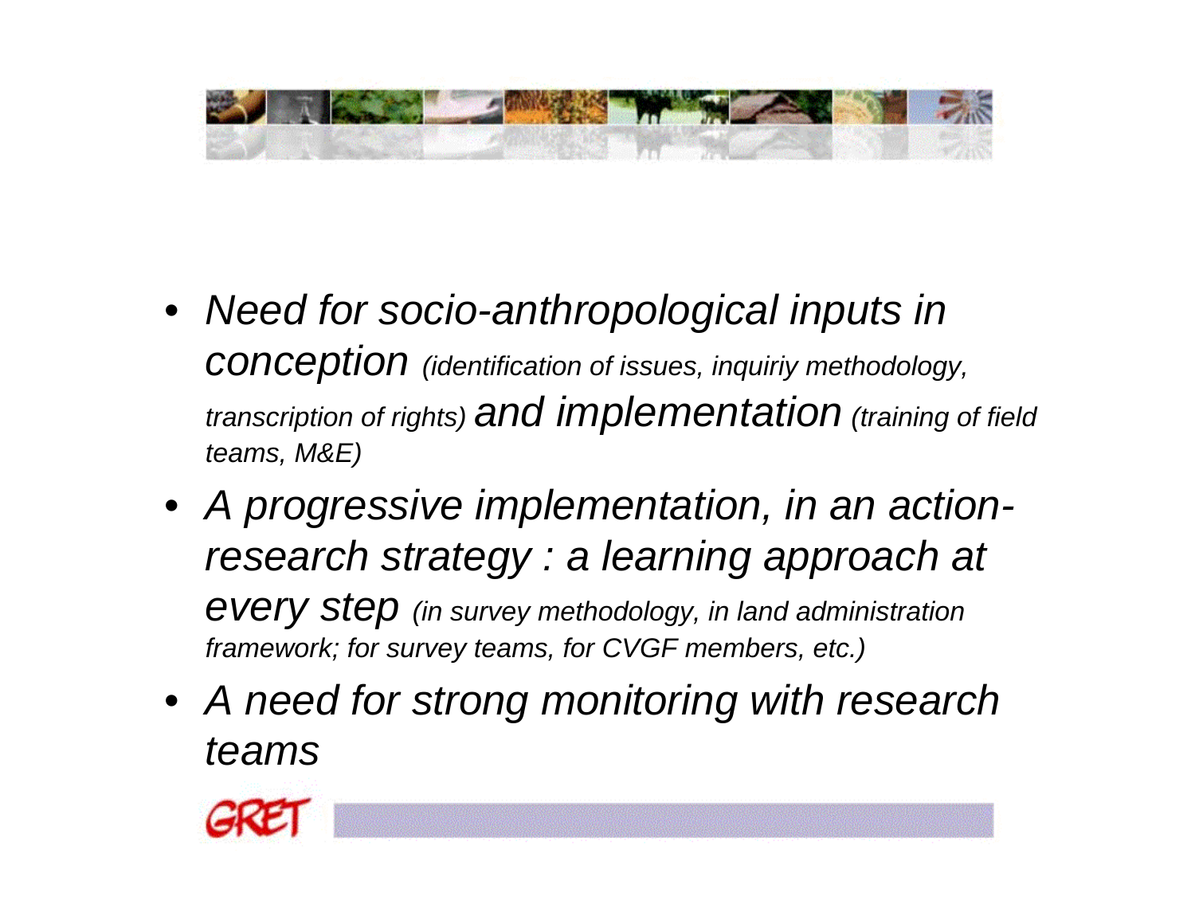- *Need for socio-anthropological inputs in conception (identification of issues, inquiriy methodology, transcription of rights) and implementation (training of field teams, M&E)*
- *A progressive implementation, in an action-research strategy : a learning approach at every step (in survey methodology, in land administration framework; for survey teams, for CVGF members, etc.)*
- *A need for strong monitoring with research teams*